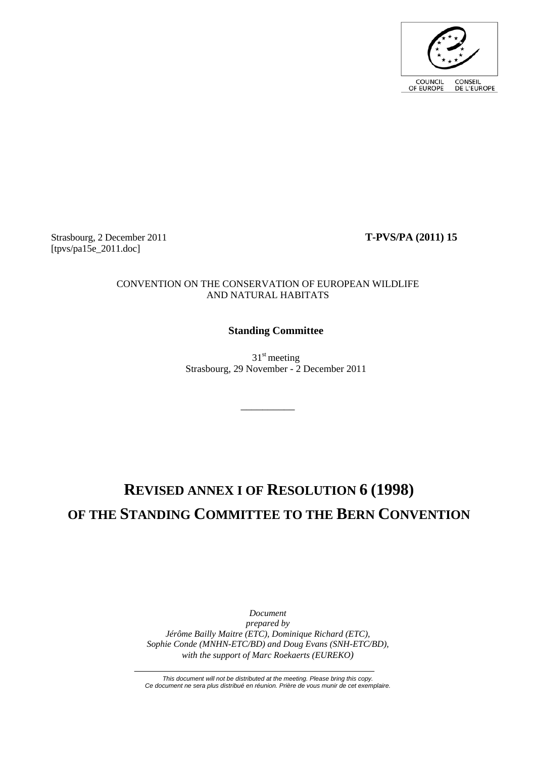COUNCIL OF EUROPE CONSEIL DE L'EUROPE

Strasbourg, 2 December 2011 **T-PVS/PA (2011) 15**
[tpvs/pa15e_2011.doc]

CONVENTION ON THE CONSERVATION OF EUROPEAN WILDLIFE AND NATURAL HABITATS

**Standing Committee**

31st meeting
Strasbourg, 29 November - 2 December 2011

___________

# REVISED ANNEX I OF RESOLUTION 6 (1998) OF THE STANDING COMMITTEE TO THE BERN CONVENTION

*Document prepared by*
*Jérôme Bailly Maitre (ETC), Dominique Richard (ETC), Sophie Conde (MNHN-ETC/BD) and Doug Evans (SNH-ETC/BD), with the support of Marc Roekaerts (EUREKO)*

*This document will not be distributed at the meeting. Please bring this copy.*
*Ce document ne sera plus distribué en réunion. Prière de vous munir de cet exemplaire.*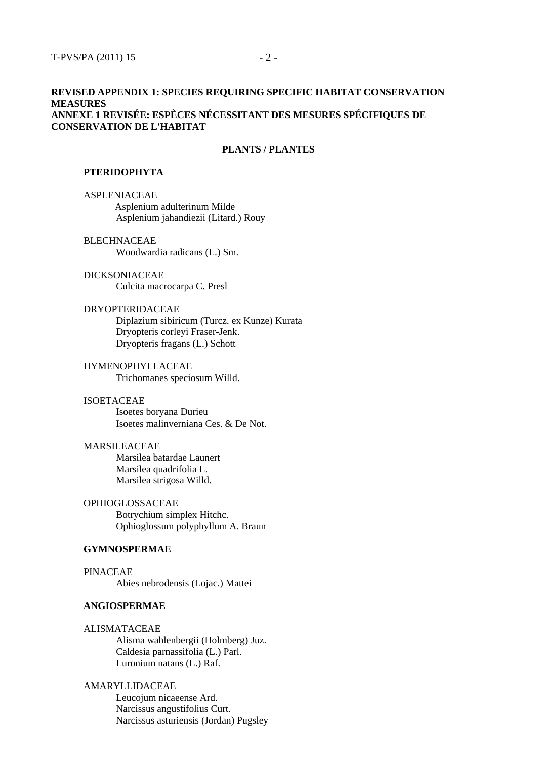**REVISED APPENDIX 1: SPECIES REQUIRING SPECIFIC HABITAT CONSERVATION MEASURES**
**ANNEXE 1 REVISÉE: ESPÈCES NÉCESSITANT DES MESURES SPÉCIFIQUES DE CONSERVATION DE L'HABITAT**

**PLANTS / PLANTES**

**PTERIDOPHYTA**

ASPLENIACEAE
- Asplenium adulterinum Milde
- Asplenium jahandiezii (Litard.) Rouy

BLECHNACEAE
- Woodwardia radicans (L.) Sm.

DICKSONIACEAE
- Culcita macrocarpa C. Presl

DRYOPTERIDACEAE
- Diplazium sibiricum (Turcz. ex Kunze) Kurata
- Dryopteris corleyi Fraser-Jenk.
- Dryopteris fragans (L.) Schott

HYMENOPHYLLACEAE
- Trichomanes speciosum Willd.

ISOETACEAE
- Isoetes boryana Durieu
- Isoetes malinverniana Ces. & De Not.

MARSILEACEAE
- Marsilea batardae Launert
- Marsilea quadrifolia L.
- Marsilea strigosa Willd.

OPHIOGLOSSACEAE
- Botrychium simplex Hitchc.
- Ophioglossum polyphyllum A. Braun

**GYMNOSPERMAE**

PINACEAE
- Abies nebrodensis (Lojac.) Mattei

**ANGIOSPERMAE**

ALISMATACEAE
- Alisma wahlenbergii (Holmberg) Juz.
- Caldesia parnassifolia (L.) Parl.
- Luronium natans (L.) Raf.

AMARYLLIDACEAE
- Leucojum nicaeense Ard.
- Narcissus angustifolius Curt.
- Narcissus asturiensis (Jordan) Pugsley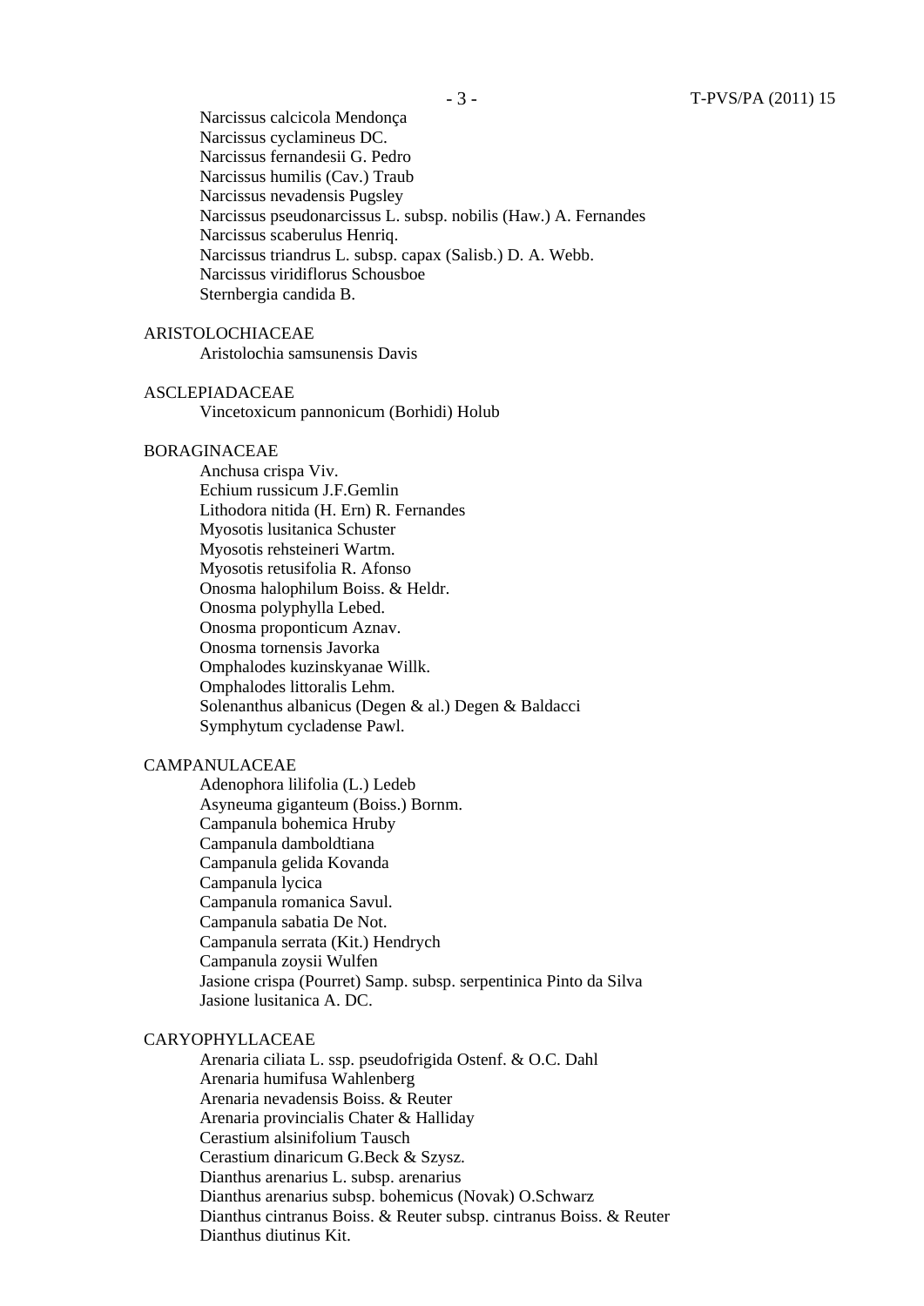Narcissus calcicola Mendonça
Narcissus cyclamineus DC.
Narcissus fernandesii G. Pedro
Narcissus humilis (Cav.) Traub
Narcissus nevadensis Pugsley
Narcissus pseudonarcissus L. subsp. nobilis (Haw.) A. Fernandes
Narcissus scaberulus Henriq.
Narcissus triandrus L. subsp. capax (Salisb.) D. A. Webb.
Narcissus viridiflorus Schousboe
Sternbergia candida B.

ARISTOLOCHIACEAE

Aristolochia samsunensis Davis

ASCLEPIADACEAE

Vincetoxicum pannonicum (Borhidi) Holub

BORAGINACEAE

Anchusa crispa Viv.
Echium russicum J.F.Gemlin
Lithodora nitida (H. Ern) R. Fernandes
Myosotis lusitanica Schuster
Myosotis rehsteineri Wartm.
Myosotis retusifolia R. Afonso
Onosma halophilum Boiss. & Heldr.
Onosma polyphylla Lebed.
Onosma proponticum Aznav.
Onosma tornensis Javorka
Omphalodes kuzinskyanae Willk.
Omphalodes littoralis Lehm.
Solenanthus albanicus (Degen & al.) Degen & Baldacci
Symphytum cycladense Pawl.

CAMPANULACEAE

Adenophora lilifolia (L.) Ledeb
Asyneuma giganteum (Boiss.) Bornm.
Campanula bohemica Hruby
Campanula damboldtiana
Campanula gelida Kovanda
Campanula lycica
Campanula romanica Savul.
Campanula sabatia De Not.
Campanula serrata (Kit.) Hendrych
Campanula zoysii Wulfen
Jasione crispa (Pourret) Samp. subsp. serpentinica Pinto da Silva
Jasione lusitanica A. DC.

CARYOPHYLLACEAE

Arenaria ciliata L. ssp. pseudofrigida Ostenf. & O.C. Dahl
Arenaria humifusa Wahlenberg
Arenaria nevadensis Boiss. & Reuter
Arenaria provincialis Chater & Halliday
Cerastium alsinifolium Tausch
Cerastium dinaricum G.Beck & Szysz.
Dianthus arenarius L. subsp. arenarius
Dianthus arenarius subsp. bohemicus (Novak) O.Schwarz
Dianthus cintranus Boiss. & Reuter subsp. cintranus Boiss. & Reuter
Dianthus diutinus Kit.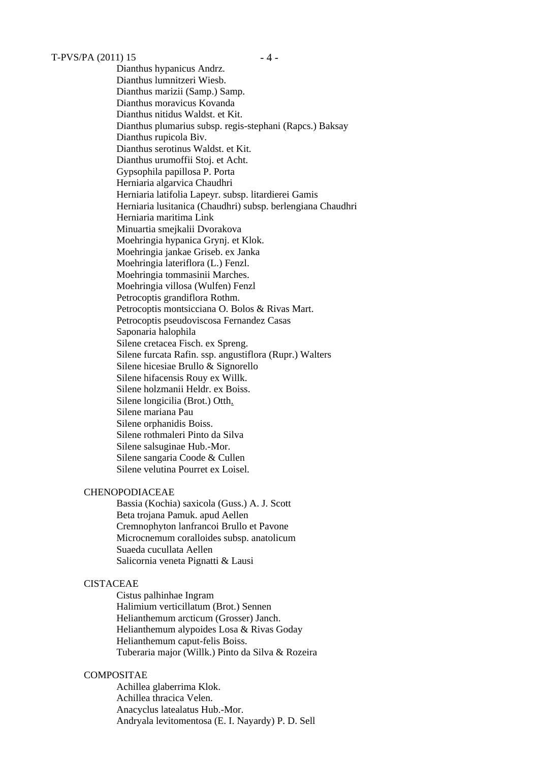Dianthus hypanicus Andrz.
Dianthus lumnitzeri Wiesb.
Dianthus marizii (Samp.) Samp.
Dianthus moravicus Kovanda
Dianthus nitidus Waldst. et Kit.
Dianthus plumarius subsp. regis-stephani (Rapcs.) Baksay
Dianthus rupicola Biv.
Dianthus serotinus Waldst. et Kit.
Dianthus urumoffii Stoj. et Acht.
Gypsophila papillosa P. Porta
Herniaria algarvica Chaudhri
Herniaria latifolia Lapeyr. subsp. litardierei Gamis
Herniaria lusitanica (Chaudhri) subsp. berlengiana Chaudhri
Herniaria maritima Link
Minuartia smejkalii Dvorakova
Moehringia hypanica Grynj. et Klok.
Moehringia jankae Griseb. ex Janka
Moehringia lateriflora (L.) Fenzl.
Moehringia tommasinii Marches.
Moehringia villosa (Wulfen) Fenzl
Petrocoptis grandiflora Rothm.
Petrocoptis montsicciana O. Bolos & Rivas Mart.
Petrocoptis pseudoviscosa Fernandez Casas
Saponaria halophila
Silene cretacea Fisch. ex Spreng.
Silene furcata Rafin. ssp. angustiflora (Rupr.) Walters
Silene hicesiae Brullo & Signorello
Silene hifacensis Rouy ex Willk.
Silene holzmanii Heldr. ex Boiss.
Silene longicilia (Brot.) Otth.
Silene mariana Pau
Silene orphanidis Boiss.
Silene rothmaleri Pinto da Silva
Silene salsuginae Hub.-Mor.
Silene sangaria Coode & Cullen
Silene velutina Pourret ex Loisel.

CHENOPODIACEAE

Bassia (Kochia) saxicola (Guss.) A. J. Scott
Beta trojana Pamuk. apud Aellen
Cremnophyton lanfrancoi Brullo et Pavone
Microcnemum coralloides subsp. anatolicum
Suaeda cucullata Aellen
Salicornia veneta Pignatti & Lausi

CISTACEAE

Cistus palhinhae Ingram
Halimium verticillatum (Brot.) Sennen
Helianthemum arcticum (Grosser) Janch.
Helianthemum alypoides Losa & Rivas Goday
Helianthemum caput-felis Boiss.
Tuberaria major (Willk.) Pinto da Silva & Rozeira

COMPOSITAE

Achillea glaberrima Klok.
Achillea thracica Velen.
Anacyclus latealatus Hub.-Mor.
Andryala levitomentosa (E. I. Nayardy) P. D. Sell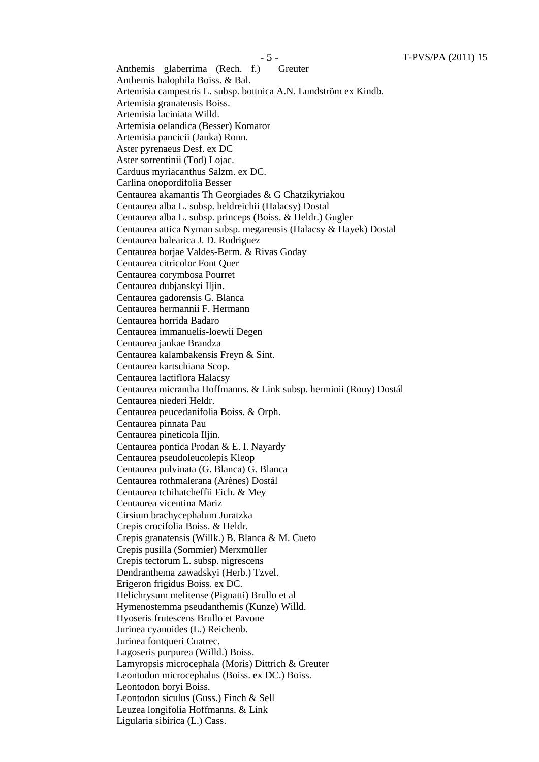Anthemis glaberrima (Rech. f.) Greuter
Anthemis halophila Boiss. & Bal.
Artemisia campestris L. subsp. bottnica A.N. Lundström ex Kindb.
Artemisia granatensis Boiss.
Artemisia laciniata Willd.
Artemisia oelandica (Besser) Komaror
Artemisia pancicii (Janka) Ronn.
Aster pyrenaeus Desf. ex DC
Aster sorrentinii (Tod) Lojac.
Carduus myriacanthus Salzm. ex DC.
Carlina onopordifolia Besser
Centaurea akamantis Th Georgiades & G Chatzikyriakou
Centaurea alba L. subsp. heldreichii (Halacsy) Dostal
Centaurea alba L. subsp. princeps (Boiss. & Heldr.) Gugler
Centaurea attica Nyman subsp. megarensis (Halacsy & Hayek) Dostal
Centaurea balearica J. D. Rodriguez
Centaurea borjae Valdes-Berm. & Rivas Goday
Centaurea citricolor Font Quer
Centaurea corymbosa Pourret
Centaurea dubjanskyi Iljin.
Centaurea gadorensis G. Blanca
Centaurea hermannii F. Hermann
Centaurea horrida Badaro
Centaurea immanuelis-loewii Degen
Centaurea jankae Brandza
Centaurea kalambakensis Freyn & Sint.
Centaurea kartschiana Scop.
Centaurea lactiflora Halacsy
Centaurea micrantha Hoffmanns. & Link subsp. herminii (Rouy) Dostál
Centaurea niederi Heldr.
Centaurea peucedanifolia Boiss. & Orph.
Centaurea pinnata Pau
Centaurea pineticola Iljin.
Centaurea pontica Prodan & E. I. Nayardy
Centaurea pseudoleucolepis Kleop
Centaurea pulvinata (G. Blanca) G. Blanca
Centaurea rothmalerana (Arènes) Dostál
Centaurea tchihatcheffii Fich. & Mey
Centaurea vicentina Mariz
Cirsium brachycephalum Juratzka
Crepis crocifolia Boiss. & Heldr.
Crepis granatensis (Willk.) B. Blanca & M. Cueto
Crepis pusilla (Sommier) Merxmüller
Crepis tectorum L. subsp. nigrescens
Dendranthema zawadskyi (Herb.) Tzvel.
Erigeron frigidus Boiss. ex DC.
Helichrysum melitense (Pignatti) Brullo et al
Hymenostemma pseudanthemis (Kunze) Willd.
Hyoseris frutescens Brullo et Pavone
Jurinea cyanoides (L.) Reichenb.
Jurinea fontqueri Cuatrec.
Lagoseris purpurea (Willd.) Boiss.
Lamyropsis microcephala (Moris) Dittrich & Greuter
Leontodon microcephalus (Boiss. ex DC.) Boiss.
Leontodon boryi Boiss.
Leontodon siculus (Guss.) Finch & Sell
Leuzea longifolia Hoffmanns. & Link
Ligularia sibirica (L.) Cass.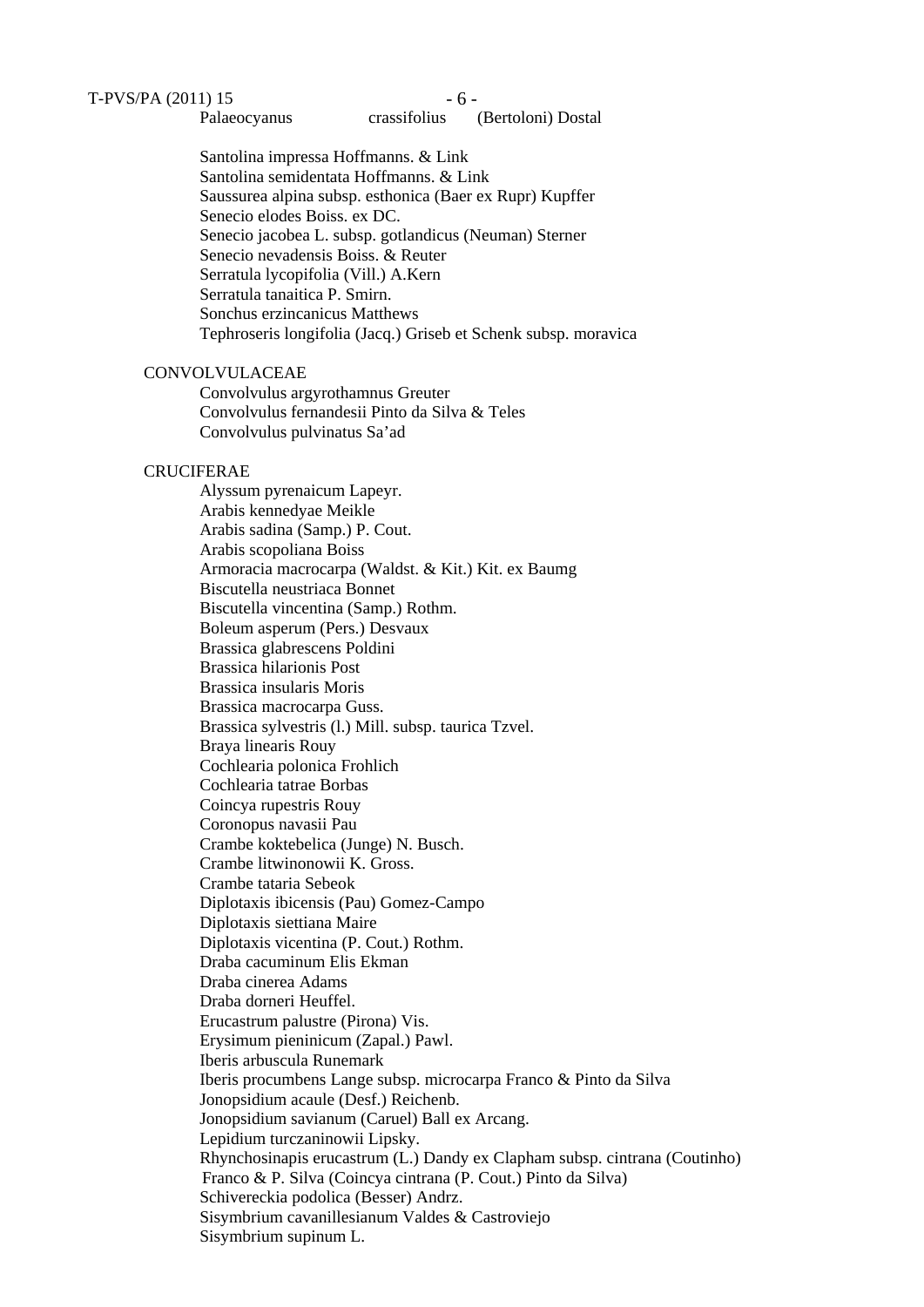Palaeocyanus crassifolius (Bertoloni) Dostal

Santolina impressa Hoffmanns. & Link
Santolina semidentata Hoffmanns. & Link
Saussurea alpina subsp. esthonica (Baer ex Rupr) Kupffer
Senecio elodes Boiss. ex DC.
Senecio jacobea L. subsp. gotlandicus (Neuman) Sterner
Senecio nevadensis Boiss. & Reuter
Serratula lycopifolia (Vill.) A.Kern
Serratula tanaitica P. Smirn.
Sonchus erzincanicus Matthews
Tephroseris longifolia (Jacq.) Griseb et Schenk subsp. moravica

CONVOLVULACEAE

Convolvulus argyrothamnus Greuter
Convolvulus fernandesii Pinto da Silva & Teles
Convolvulus pulvinatus Sa'ad

CRUCIFERAE

Alyssum pyrenaicum Lapeyr.
Arabis kennedyae Meikle
Arabis sadina (Samp.) P. Cout.
Arabis scopoliana Boiss
Armoracia macrocarpa (Waldst. & Kit.) Kit. ex Baumg
Biscutella neustriaca Bonnet
Biscutella vincentina (Samp.) Rothm.
Boleum asperum (Pers.) Desvaux
Brassica glabrescens Poldini
Brassica hilarionis Post
Brassica insularis Moris
Brassica macrocarpa Guss.
Brassica sylvestris (l.) Mill. subsp. taurica Tzvel.
Braya linearis Rouy
Cochlearia polonica Frohlich
Cochlearia tatrae Borbas
Coincya rupestris Rouy
Coronopus navasii Pau
Crambe koktebelica (Junge) N. Busch.
Crambe litwinonowii K. Gross.
Crambe tataria Sebeok
Diplotaxis ibicensis (Pau) Gomez-Campo
Diplotaxis siettiana Maire
Diplotaxis vicentina (P. Cout.) Rothm.
Draba cacuminum Elis Ekman
Draba cinerea Adams
Draba dorneri Heuffel.
Erucastrum palustre (Pirona) Vis.
Erysimum pieninicum (Zapal.) Pawl.
Iberis arbuscula Runemark
Iberis procumbens Lange subsp. microcarpa Franco & Pinto da Silva
Jonopsidium acaule (Desf.) Reichenb.
Jonopsidium savianum (Caruel) Ball ex Arcang.
Lepidium turczaninowii Lipsky.
Rhynchosinapis erucastrum (L.) Dandy ex Clapham subsp. cintrana (Coutinho) Franco & P. Silva (Coincya cintrana (P. Cout.) Pinto da Silva)
Schivereckia podolica (Besser) Andrz.
Sisymbrium cavanillesianum Valdes & Castroviejo
Sisymbrium supinum L.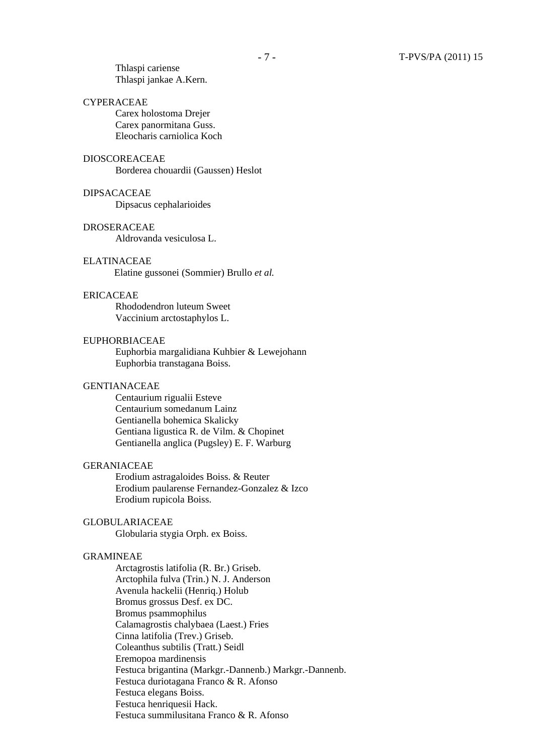Thlaspi cariense
Thlaspi jankae A.Kern.

CYPERACEAE

Carex holostoma Drejer
Carex panormitana Guss.
Eleocharis carniolica Koch

DIOSCOREACEAE

Borderea chouardii (Gaussen) Heslot

DIPSACACEAE

Dipsacus cephalarioides

DROSERACEAE

Aldrovanda vesiculosa L.

ELATINACEAE

Elatine gussonei (Sommier) Brullo *et al.*

ERICACEAE

Rhododendron luteum Sweet
Vaccinium arctostaphylos L.

EUPHORBIACEAE

Euphorbia margalidiana Kuhbier & Lewejohann
Euphorbia transtagana Boiss.

GENTIANACEAE

Centaurium rigualii Esteve
Centaurium somedanum Lainz
Gentianella bohemica Skalicky
Gentiana ligustica R. de Vilm. & Chopinet
Gentianella anglica (Pugsley) E. F. Warburg

GERANIACEAE

Erodium astragaloides Boiss. & Reuter
Erodium paularense Fernandez-Gonzalez & Izco
Erodium rupicola Boiss.

GLOBULARIACEAE

Globularia stygia Orph. ex Boiss.

GRAMINEAE

Arctagrostis latifolia (R. Br.) Griseb.
Arctophila fulva (Trin.) N. J. Anderson
Avenula hackelii (Henriq.) Holub
Bromus grossus Desf. ex DC.
Bromus psammophilus
Calamagrostis chalybaea (Laest.) Fries
Cinna latifolia (Trev.) Griseb.
Coleanthus subtilis (Tratt.) Seidl
Eremopoa mardinensis
Festuca brigantina (Markgr.-Dannenb.) Markgr.-Dannenb.
Festuca duriotagana Franco & R. Afonso
Festuca elegans Boiss.
Festuca henriquesii Hack.
Festuca summilusitana Franco & R. Afonso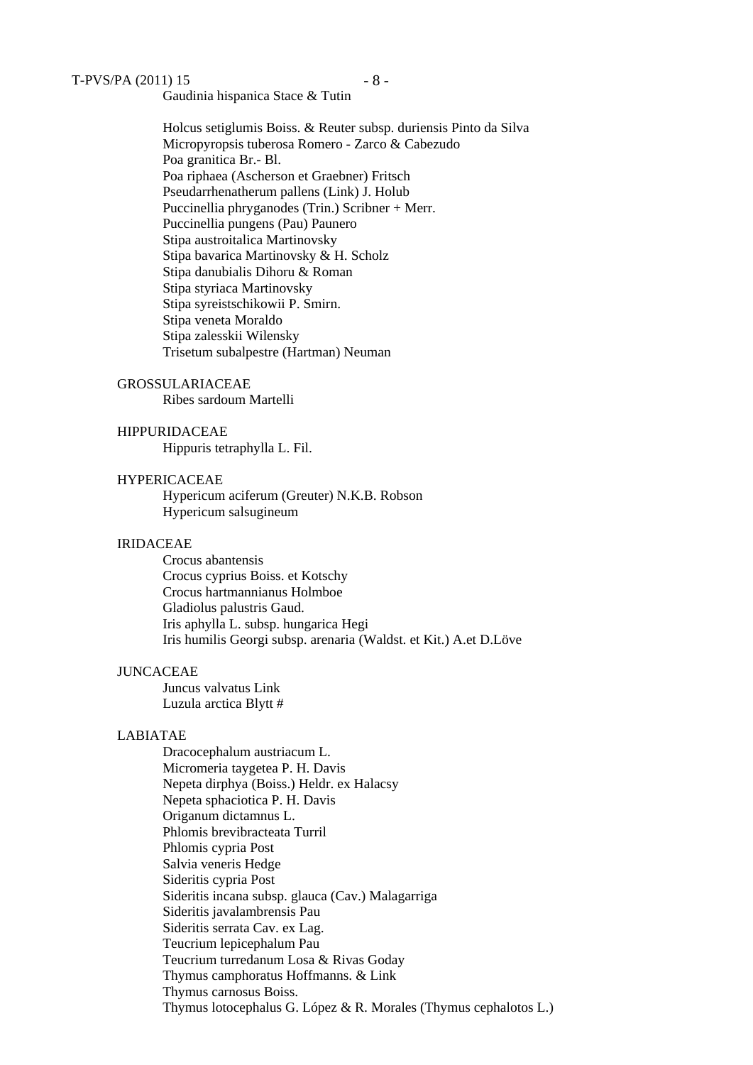Gaudinia hispanica Stace & Tutin

Holcus setiglumis Boiss. & Reuter subsp. duriensis Pinto da Silva
Micropyropsis tuberosa Romero - Zarco & Cabezudo
Poa granitica Br.- Bl.
Poa riphaea (Ascherson et Graebner) Fritsch
Pseudarrhenatherum pallens (Link) J. Holub
Puccinellia phryganodes (Trin.) Scribner + Merr.
Puccinellia pungens (Pau) Paunero
Stipa austroitalica Martinovsky
Stipa bavarica Martinovsky & H. Scholz
Stipa danubialis Dihoru & Roman
Stipa styriaca Martinovsky
Stipa syreistschikowii P. Smirn.
Stipa veneta Moraldo
Stipa zalesskii Wilensky
Trisetum subalpestre (Hartman) Neuman

GROSSULARIACEAE

Ribes sardoum Martelli

HIPPURIDACEAE

Hippuris tetraphylla L. Fil.

HYPERICACEAE

Hypericum aciferum (Greuter) N.K.B. Robson
Hypericum salsugineum

IRIDACEAE

Crocus abantensis
Crocus cyprius Boiss. et Kotschy
Crocus hartmannianus Holmboe
Gladiolus palustris Gaud.
Iris aphylla L. subsp. hungarica Hegi
Iris humilis Georgi subsp. arenaria (Waldst. et Kit.) A.et D.Löve

JUNCACEAE

Juncus valvatus Link
Luzula arctica Blytt #

LABIATAE

Dracocephalum austriacum L.
Micromeria taygetea P. H. Davis
Nepeta dirphya (Boiss.) Heldr. ex Halacsy
Nepeta sphaciotica P. H. Davis
Origanum dictamnus L.
Phlomis brevibracteata Turril
Phlomis cypria Post
Salvia veneris Hedge
Sideritis cypria Post
Sideritis incana subsp. glauca (Cav.) Malagarriga
Sideritis javalambrensis Pau
Sideritis serrata Cav. ex Lag.
Teucrium lepicephalum Pau
Teucrium turredanum Losa & Rivas Goday
Thymus camphoratus Hoffmanns. & Link
Thymus carnosus Boiss.
Thymus lotocephalus G. López & R. Morales (Thymus cephalotos L.)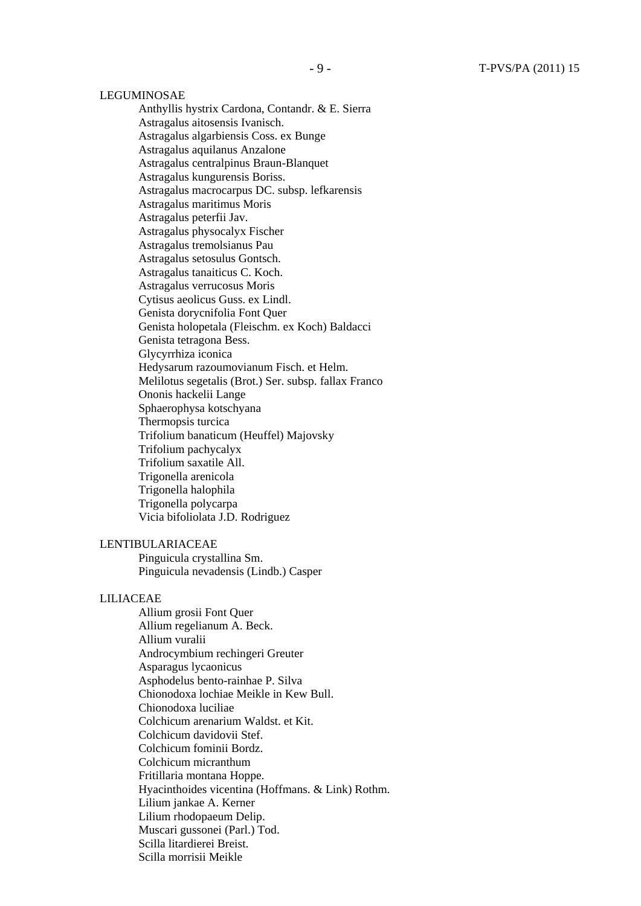LEGUMINOSAE

- Anthyllis hystrix Cardona, Contandr. & E. Sierra
- Astragalus aitosensis Ivanisch.
- Astragalus algarbiensis Coss. ex Bunge
- Astragalus aquilanus Anzalone
- Astragalus centralpinus Braun-Blanquet
- Astragalus kungurensis Boriss.
- Astragalus macrocarpus DC. subsp. lefkarensis
- Astragalus maritimus Moris
- Astragalus peterfii Jav.
- Astragalus physocalyx Fischer
- Astragalus tremolsianus Pau
- Astragalus setosulus Gontsch.
- Astragalus tanaiticus C. Koch.
- Astragalus verrucosus Moris
- Cytisus aeolicus Guss. ex Lindl.
- Genista dorycnifolia Font Quer
- Genista holopetala (Fleischm. ex Koch) Baldacci
- Genista tetragona Bess.
- Glycyrrhiza iconica
- Hedysarum razoumovianum Fisch. et Helm.
- Melilotus segetalis (Brot.) Ser. subsp. fallax Franco
- Ononis hackelii Lange
- Sphaerophysa kotschyana
- Thermopsis turcica
- Trifolium banaticum (Heuffel) Majovsky
- Trifolium pachycalyx
- Trifolium saxatile All.
- Trigonella arenicola
- Trigonella halophila
- Trigonella polycarpa
- Vicia bifoliolata J.D. Rodriguez

LENTIBULARIACEAE

- Pinguicula crystallina Sm.
- Pinguicula nevadensis (Lindb.) Casper

LILIACEAE

- Allium grosii Font Quer
- Allium regelianum A. Beck.
- Allium vuralii
- Androcymbium rechingeri Greuter
- Asparagus lycaonicus
- Asphodelus bento-rainhae P. Silva
- Chionodoxa lochiae Meikle in Kew Bull.
- Chionodoxa luciliae
- Colchicum arenarium Waldst. et Kit.
- Colchicum davidovii Stef.
- Colchicum fominii Bordz.
- Colchicum micranthum
- Fritillaria montana Hoppe.
- Hyacinthoides vicentina (Hoffmans. & Link) Rothm.
- Lilium jankae A. Kerner
- Lilium rhodopaeum Delip.
- Muscari gussonei (Parl.) Tod.
- Scilla litardierei Breist.
- Scilla morrisii Meikle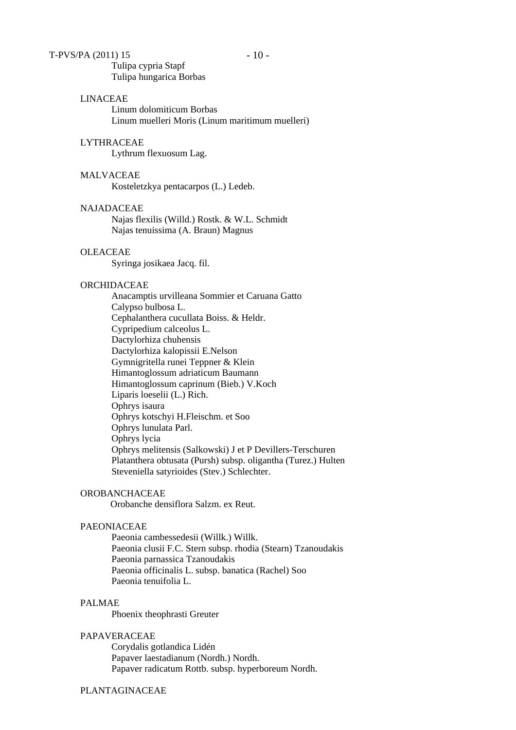Tulipa cypria Stapf
Tulipa hungarica Borbas

LINACEAE

Linum dolomiticum Borbas
Linum muelleri Moris (Linum maritimum muelleri)

LYTHRACEAE

Lythrum flexuosum Lag.

MALVACEAE

Kosteletzkya pentacarpos (L.) Ledeb.

NAJADACEAE

Najas flexilis (Willd.) Rostk. & W.L. Schmidt
Najas tenuissima (A. Braun) Magnus

OLEACEAE

Syringa josikaea Jacq. fil.

ORCHIDACEAE

Anacamptis urvilleana Sommier et Caruana Gatto
Calypso bulbosa L.
Cephalanthera cucullata Boiss. & Heldr.
Cypripedium calceolus L.
Dactylorhiza chuhensis
Dactylorhiza kalopissii E.Nelson
Gymnigritella runei Teppner & Klein
Himantoglossum adriaticum Baumann
Himantoglossum caprinum (Bieb.) V.Koch
Liparis loeselii (L.) Rich.
Ophrys isaura
Ophrys kotschyi H.Fleischm. et Soo
Ophrys lunulata Parl.
Ophrys lycia
Ophrys melitensis (Salkowski) J et P Devillers-Terschuren
Platanthera obtusata (Pursh) subsp. oligantha (Turez.) Hulten
Steveniella satyrioides (Stev.) Schlechter.

OROBANCHACEAE

Orobanche densiflora Salzm. ex Reut.

PAEONIACEAE

Paeonia cambessedesii (Willk.) Willk.
Paeonia clusii F.C. Stern subsp. rhodia (Stearn) Tzanoudakis
Paeonia parnassica Tzanoudakis
Paeonia officinalis L. subsp. banatica (Rachel) Soo
Paeonia tenuifolia L.

PALMAE

Phoenix theophrasti Greuter

PAPAVERACEAE

Corydalis gotlandica Lidén
Papaver laestadianum (Nordh.) Nordh.
Papaver radicatum Rottb. subsp. hyperboreum Nordh.

PLANTAGINACEAE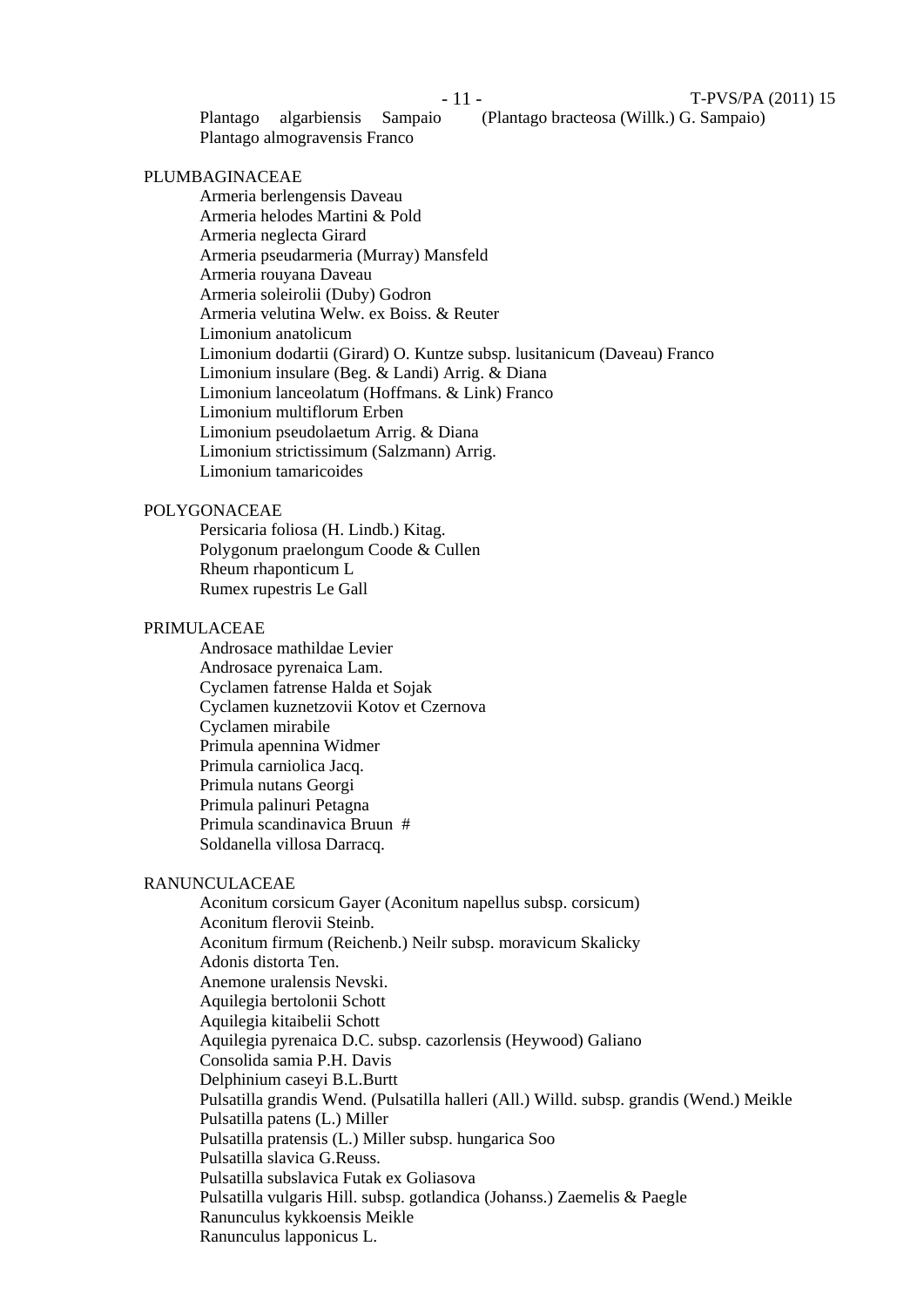Plantago algarbiensis Sampaio (Plantago bracteosa (Willk.) G. Sampaio)
Plantago almogravensis Franco

PLUMBAGINACEAE

Armeria berlengensis Daveau
Armeria helodes Martini & Pold
Armeria neglecta Girard
Armeria pseudarmeria (Murray) Mansfeld
Armeria rouyana Daveau
Armeria soleirolii (Duby) Godron
Armeria velutina Welw. ex Boiss. & Reuter
Limonium anatolicum
Limonium dodartii (Girard) O. Kuntze subsp. lusitanicum (Daveau) Franco
Limonium insulare (Beg. & Landi) Arrig. & Diana
Limonium lanceolatum (Hoffmans. & Link) Franco
Limonium multiflorum Erben
Limonium pseudolaetum Arrig. & Diana
Limonium strictissimum (Salzmann) Arrig.
Limonium tamaricoides

POLYGONACEAE

Persicaria foliosa (H. Lindb.) Kitag.
Polygonum praelongum Coode & Cullen
Rheum rhaponticum L
Rumex rupestris Le Gall

PRIMULACEAE

Androsace mathildae Levier
Androsace pyrenaica Lam.
Cyclamen fatrense Halda et Sojak
Cyclamen kuznetzovii Kotov et Czernova
Cyclamen mirabile
Primula apennina Widmer
Primula carniolica Jacq.
Primula nutans Georgi
Primula palinuri Petagna
Primula scandinavica Bruun #
Soldanella villosa Darracq.

RANUNCULACEAE

Aconitum corsicum Gayer (Aconitum napellus subsp. corsicum)
Aconitum flerovii Steinb.
Aconitum firmum (Reichenb.) Neilr subsp. moravicum Skalicky
Adonis distorta Ten.
Anemone uralensis Nevski.
Aquilegia bertolonii Schott
Aquilegia kitaibelii Schott
Aquilegia pyrenaica D.C. subsp. cazorlensis (Heywood) Galiano
Consolida samia P.H. Davis
Delphinium caseyi B.L.Burtt
Pulsatilla grandis Wend. (Pulsatilla halleri (All.) Willd. subsp. grandis (Wend.) Meikle
Pulsatilla patens (L.) Miller
Pulsatilla pratensis (L.) Miller subsp. hungarica Soo
Pulsatilla slavica G.Reuss.
Pulsatilla subslavica Futak ex Goliasova
Pulsatilla vulgaris Hill. subsp. gotlandica (Johanss.) Zaemelis & Paegle
Ranunculus kykkoensis Meikle
Ranunculus lapponicus L.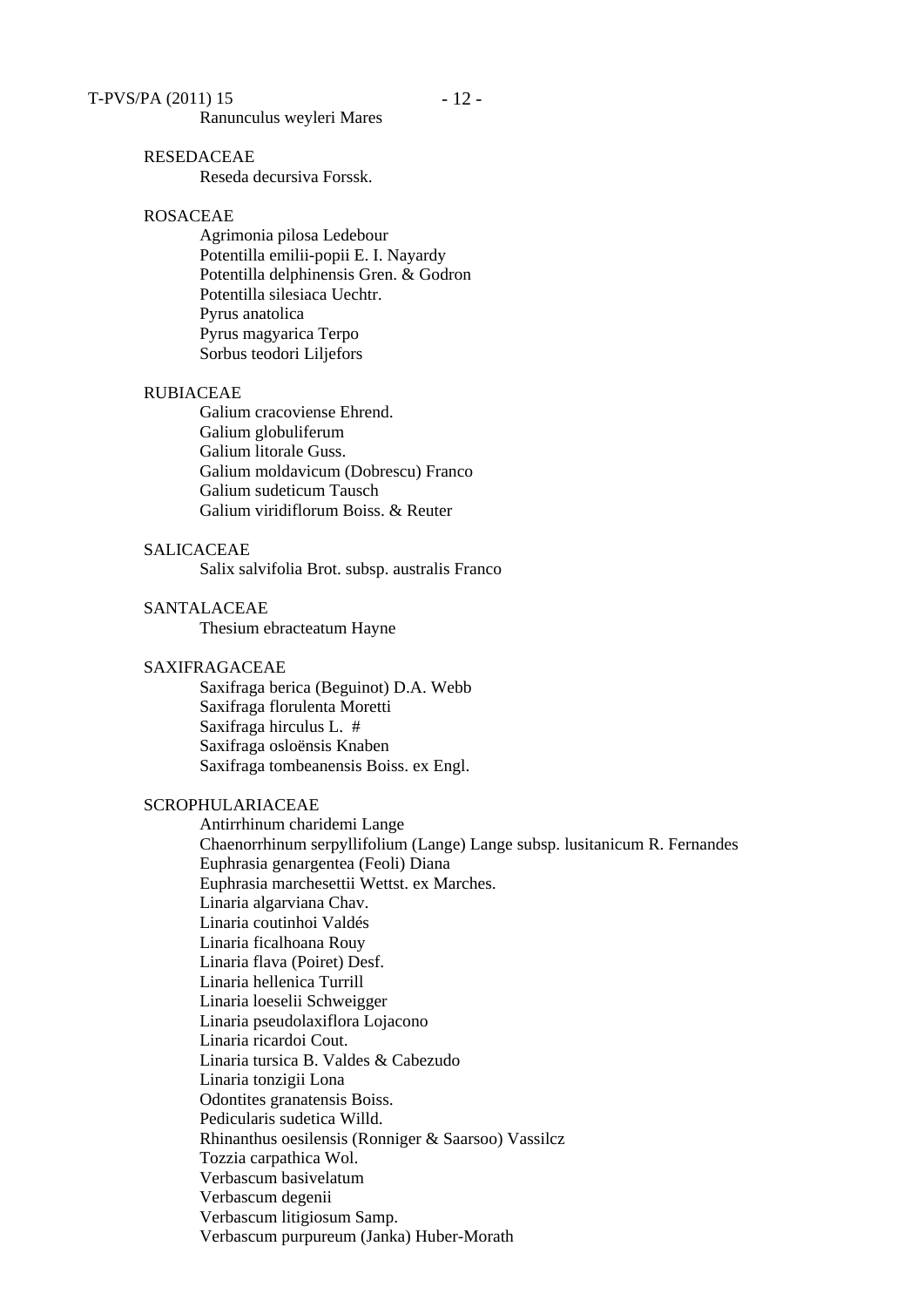Ranunculus weyleri Mares

RESEDACEAE

Reseda decursiva Forssk.

ROSACEAE

Agrimonia pilosa Ledebour
Potentilla emilii-popii E. I. Nayardy
Potentilla delphinensis Gren. & Godron
Potentilla silesiaca Uechtr.
Pyrus anatolica
Pyrus magyarica Terpo
Sorbus teodori Liljefors

RUBIACEAE

Galium cracoviense Ehrend.
Galium globuliferum
Galium litorale Guss.
Galium moldavicum (Dobrescu) Franco
Galium sudeticum Tausch
Galium viridiflorum Boiss. & Reuter

SALICACEAE

Salix salvifolia Brot. subsp. australis Franco

SANTALACEAE

Thesium ebracteatum Hayne

SAXIFRAGACEAE

Saxifraga berica (Beguinot) D.A. Webb
Saxifraga florulenta Moretti
Saxifraga hirculus L. #
Saxifraga osloënsis Knaben
Saxifraga tombeanensis Boiss. ex Engl.

SCROPHULARIACEAE

Antirrhinum charidemi Lange
Chaenorrhinum serpyllifolium (Lange) Lange subsp. lusitanicum R. Fernandes
Euphrasia genargentea (Feoli) Diana
Euphrasia marchesettii Wettst. ex Marches.
Linaria algarviana Chav.
Linaria coutinhoi Valdés
Linaria ficalhoana Rouy
Linaria flava (Poiret) Desf.
Linaria hellenica Turrill
Linaria loeselii Schweigger
Linaria pseudolaxiflora Lojacono
Linaria ricardoi Cout.
Linaria tursica B. Valdes & Cabezudo
Linaria tonzigii Lona
Odontites granatensis Boiss.
Pedicularis sudetica Willd.
Rhinanthus oesilensis (Ronniger & Saarsoo) Vassilcz
Tozzia carpathica Wol.
Verbascum basivelatum
Verbascum degenii
Verbascum litigiosum Samp.
Verbascum purpureum (Janka) Huber-Morath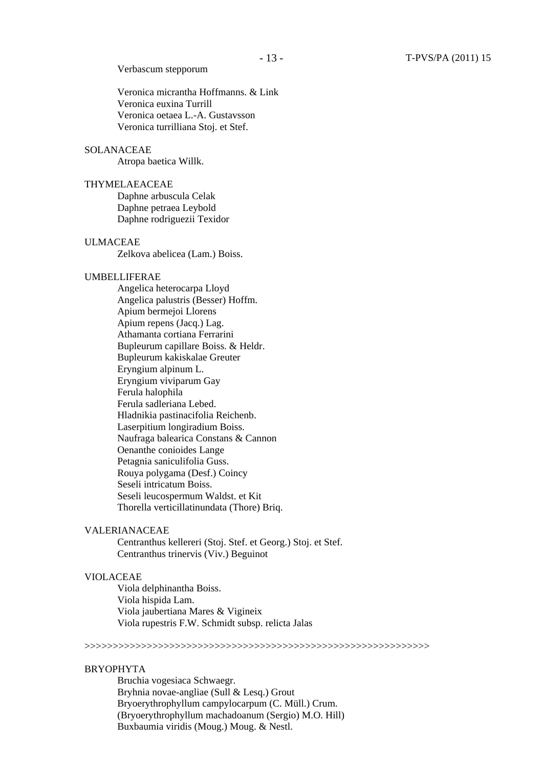Verbascum stepporum

Veronica micrantha Hoffmanns. & Link
Veronica euxina Turrill
Veronica oetaea L.-A. Gustavsson
Veronica turrilliana Stoj. et Stef.

SOLANACEAE

Atropa baetica Willk.

THYMELAEACEAE

Daphne arbuscula Celak
Daphne petraea Leybold
Daphne rodriguezii Texidor

ULMACEAE

Zelkova abelicea (Lam.) Boiss.

UMBELLIFERAE

Angelica heterocarpa Lloyd
Angelica palustris (Besser) Hoffm.
Apium bermejoi Llorens
Apium repens (Jacq.) Lag.
Athamanta cortiana Ferrarini
Bupleurum capillare Boiss. & Heldr.
Bupleurum kakiskalae Greuter
Eryngium alpinum L.
Eryngium viviparum Gay
Ferula halophila
Ferula sadleriana Lebed.
Hladnikia pastinacifolia Reichenb.
Laserpitium longiradium Boiss.
Naufraga balearica Constans & Cannon
Oenanthe conioides Lange
Petagnia saniculifolia Guss.
Rouya polygama (Desf.) Coincy
Seseli intricatum Boiss.
Seseli leucospermum Waldst. et Kit
Thorella verticillatinundata (Thore) Briq.

VALERIANACEAE

Centranthus kellereri (Stoj. Stef. et Georg.) Stoj. et Stef.
Centranthus trinervis (Viv.) Beguinot

VIOLACEAE

Viola delphinantha Boiss.
Viola hispida Lam.
Viola jaubertiana Mares & Vigineix
Viola rupestris F.W. Schmidt subsp. relicta Jalas

>>>>>>>>>>>>>>>>>>>>>>>>>>>>>>>>>>>>>>>>>>>>>>>>>>>>>>>>>>>>>>>>

BRYOPHYTA

Bruchia vogesiaca Schwaegr.
Bryhnia novae-angliae (Sull & Lesq.) Grout
Bryoerythrophyllum campylocarpum (C. Müll.) Crum.
(Bryoerythrophyllum machadoanum (Sergio) M.O. Hill)
Buxbaumia viridis (Moug.) Moug. & Nestl.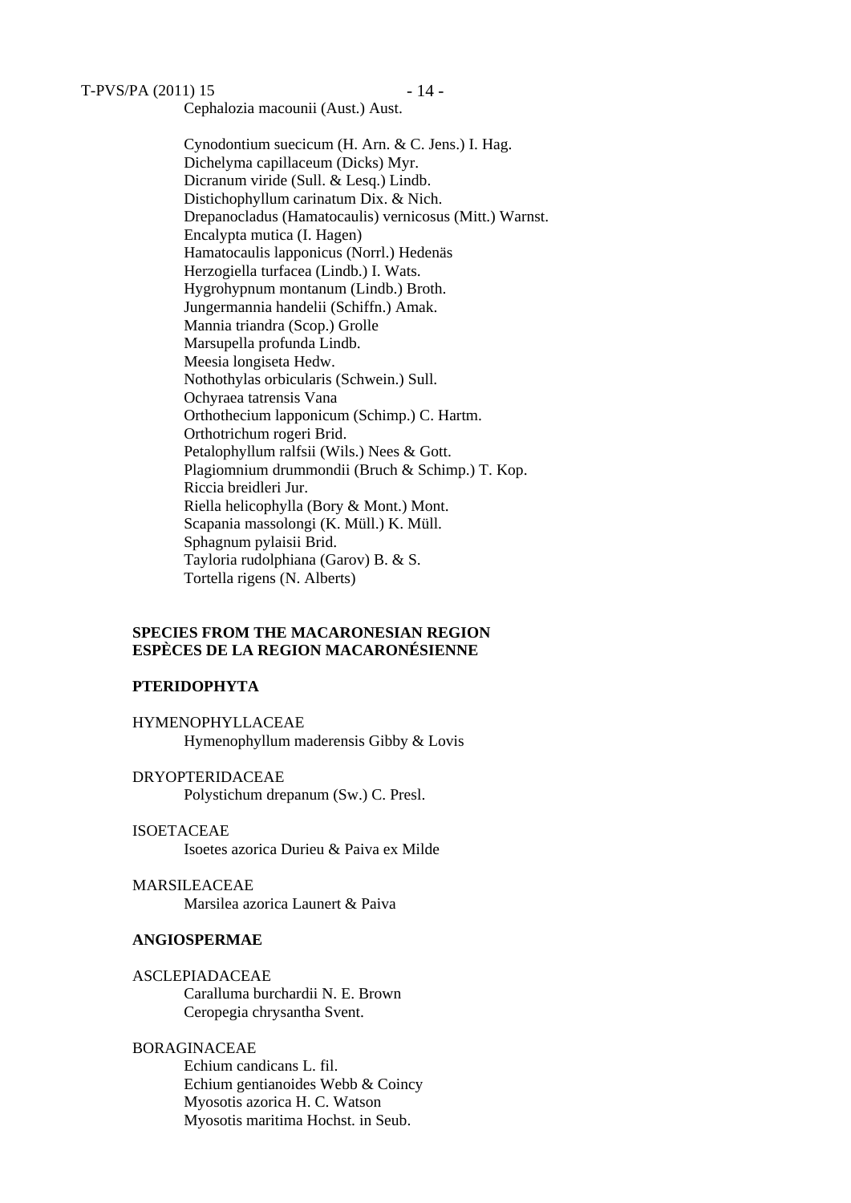Cephalozia macounii (Aust.) Aust.

Cynodontium suecicum (H. Arn. & C. Jens.) I. Hag.
Dichelyma capillaceum (Dicks) Myr.
Dicranum viride (Sull. & Lesq.) Lindb.
Distichophyllum carinatum Dix. & Nich.
Drepanocladus (Hamatocaulis) vernicosus (Mitt.) Warnst.
Encalypta mutica (I. Hagen)
Hamatocaulis lapponicus (Norrl.) Hedenäs
Herzogiella turfacea (Lindb.) I. Wats.
Hygrohypnum montanum (Lindb.) Broth.
Jungermannia handelii (Schiffn.) Amak.
Mannia triandra (Scop.) Grolle
Marsupella profunda Lindb.
Meesia longiseta Hedw.
Nothothylas orbicularis (Schwein.) Sull.
Ochyraea tatrensis Vana
Orthothecium lapponicum (Schimp.) C. Hartm.
Orthotrichum rogeri Brid.
Petalophyllum ralfsii (Wils.) Nees & Gott.
Plagiomnium drummondii (Bruch & Schimp.) T. Kop.
Riccia breidleri Jur.
Riella helicophylla (Bory & Mont.) Mont.
Scapania massolongi (K. Müll.) K. Müll.
Sphagnum pylaisii Brid.
Tayloria rudolphiana (Garov) B. & S.
Tortella rigens (N. Alberts)

**SPECIES FROM THE MACARONESIAN REGION**
**ESPÈCES DE LA REGION MACARONÉSIENNE**

**PTERIDOPHYTA**

HYMENOPHYLLACEAE
Hymenophyllum maderensis Gibby & Lovis

DRYOPTERIDACEAE
Polystichum drepanum (Sw.) C. Presl.

ISOETACEAE
Isoetes azorica Durieu & Paiva ex Milde

MARSILEACEAE
Marsilea azorica Launert & Paiva

**ANGIOSPERMAE**

ASCLEPIADACEAE
Caralluma burchardii N. E. Brown
Ceropegia chrysantha Svent.

BORAGINACEAE
Echium candicans L. fil.
Echium gentianoides Webb & Coincy
Myosotis azorica H. C. Watson
Myosotis maritima Hochst. in Seub.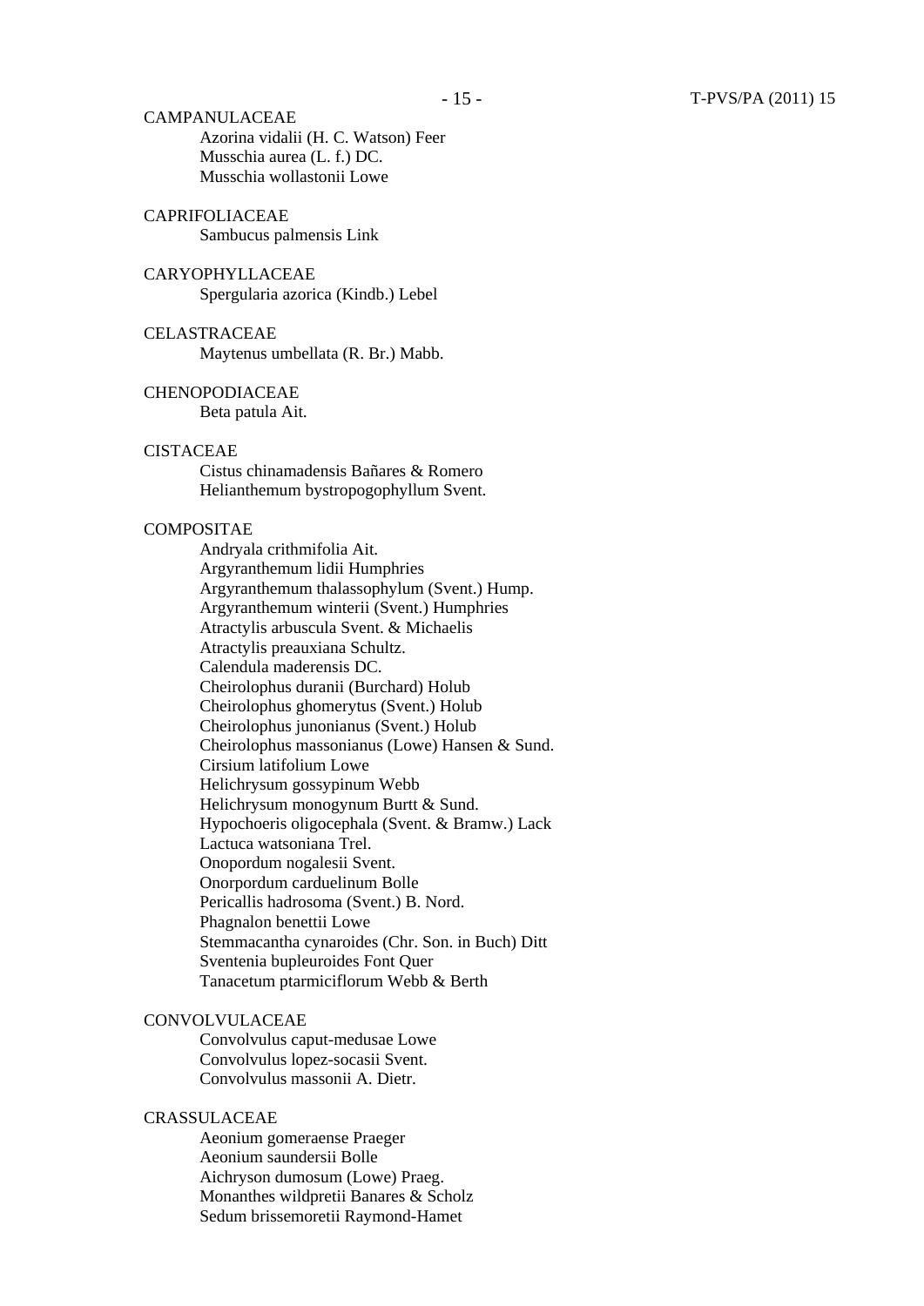CAMPANULACEAE

Azorina vidalii (H. C. Watson) Feer
Musschia aurea (L. f.) DC.
Musschia wollastonii Lowe

CAPRIFOLIACEAE

Sambucus palmensis Link

CARYOPHYLLACEAE

Spergularia azorica (Kindb.) Lebel

CELASTRACEAE

Maytenus umbellata (R. Br.) Mabb.

CHENOPODIACEAE

Beta patula Ait.

CISTACEAE

Cistus chinamadensis Bañares & Romero
Helianthemum bystropogophyllum Svent.

COMPOSITAE

Andryala crithmifolia Ait.
Argyranthemum lidii Humphries
Argyranthemum thalassophylum (Svent.) Hump.
Argyranthemum winterii (Svent.) Humphries
Atractylis arbuscula Svent. & Michaelis
Atractylis preauxiana Schultz.
Calendula maderensis DC.
Cheirolophus duranii (Burchard) Holub
Cheirolophus ghomerytus (Svent.) Holub
Cheirolophus junonianus (Svent.) Holub
Cheirolophus massonianus (Lowe) Hansen & Sund.
Cirsium latifolium Lowe
Helichrysum gossypinum Webb
Helichrysum monogynum Burtt & Sund.
Hypochoeris oligocephala (Svent. & Bramw.) Lack
Lactuca watsoniana Trel.
Onopordum nogalesii Svent.
Onorpordum carduelinum Bolle
Pericallis hadrosoma (Svent.) B. Nord.
Phagnalon benettii Lowe
Stemmacantha cynaroides (Chr. Son. in Buch) Ditt
Sventenia bupleuroides Font Quer
Tanacetum ptarmiciflorum Webb & Berth

CONVOLVULACEAE

Convolvulus caput-medusae Lowe
Convolvulus lopez-socasii Svent.
Convolvulus massonii A. Dietr.

CRASSULACEAE

Aeonium gomeraense Praeger
Aeonium saundersii Bolle
Aichryson dumosum (Lowe) Praeg.
Monanthes wildpretii Banares & Scholz
Sedum brissemoretii Raymond-Hamet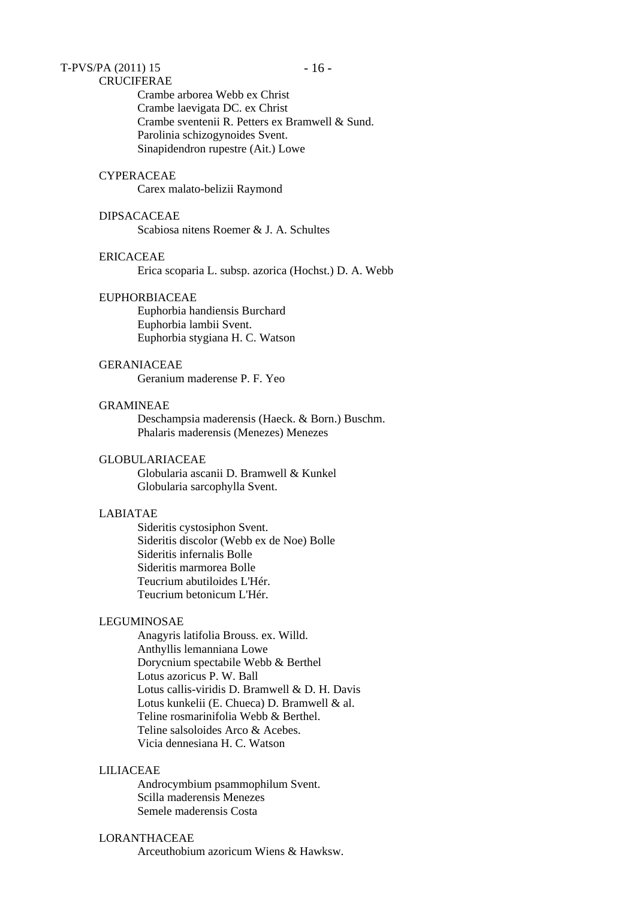CRUCIFERAE

Crambe arborea Webb ex Christ
Crambe laevigata DC. ex Christ
Crambe sventenii R. Petters ex Bramwell & Sund.
Parolinia schizogynoides Svent.
Sinapidendron rupestre (Ait.) Lowe

CYPERACEAE

Carex malato-belizii Raymond

DIPSACACEAE

Scabiosa nitens Roemer & J. A. Schultes

ERICACEAE

Erica scoparia L. subsp. azorica (Hochst.) D. A. Webb

EUPHORBIACEAE

Euphorbia handiensis Burchard
Euphorbia lambii Svent.
Euphorbia stygiana H. C. Watson

GERANIACEAE

Geranium maderense P. F. Yeo

GRAMINEAE

Deschampsia maderensis (Haeck. & Born.) Buschm.
Phalaris maderensis (Menezes) Menezes

GLOBULARIACEAE

Globularia ascanii D. Bramwell & Kunkel
Globularia sarcophylla Svent.

LABIATAE

Sideritis cystosiphon Svent.
Sideritis discolor (Webb ex de Noe) Bolle
Sideritis infernalis Bolle
Sideritis marmorea Bolle
Teucrium abutiloides L'Hér.
Teucrium betonicum L'Hér.

LEGUMINOSAE

Anagyris latifolia Brouss. ex. Willd.
Anthyllis lemanniana Lowe
Dorycnium spectabile Webb & Berthel
Lotus azoricus P. W. Ball
Lotus callis-viridis D. Bramwell & D. H. Davis
Lotus kunkelii (E. Chueca) D. Bramwell & al.
Teline rosmarinifolia Webb & Berthel.
Teline salsoloides Arco & Acebes.
Vicia dennesiana H. C. Watson

LILIACEAE

Androcymbium psammophilum Svent.
Scilla maderensis Menezes
Semele maderensis Costa

LORANTHACEAE

Arceuthobium azoricum Wiens & Hawksw.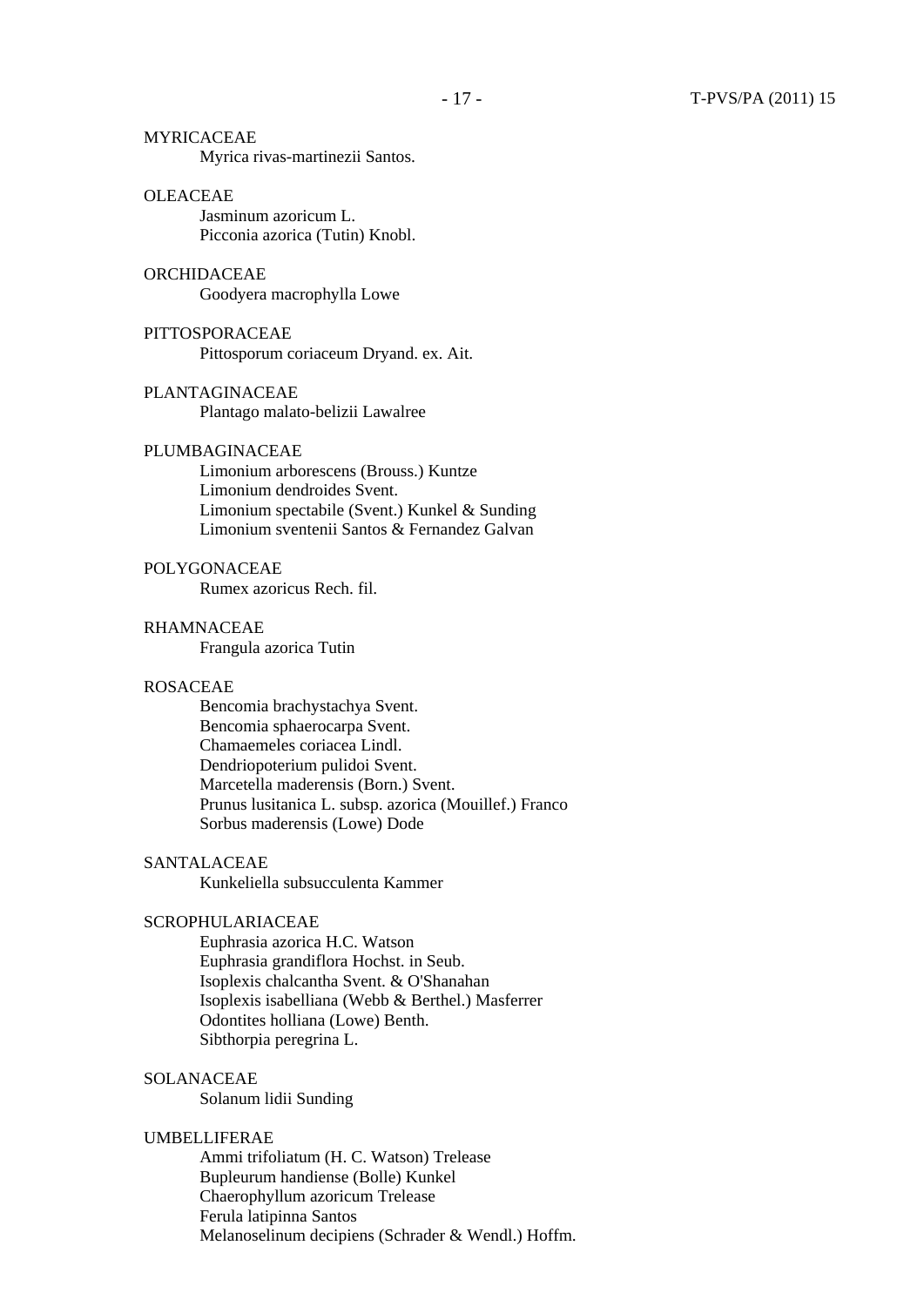MYRICACEAE

Myrica rivas-martinezii Santos.

OLEACEAE

Jasminum azoricum L.
Picconia azorica (Tutin) Knobl.

ORCHIDACEAE

Goodyera macrophylla Lowe

PITTOSPORACEAE

Pittosporum coriaceum Dryand. ex. Ait.

PLANTAGINACEAE

Plantago malato-belizii Lawalree

PLUMBAGINACEAE

Limonium arborescens (Brouss.) Kuntze
Limonium dendroides Svent.
Limonium spectabile (Svent.) Kunkel & Sunding
Limonium sventenii Santos & Fernandez Galvan

POLYGONACEAE

Rumex azoricus Rech. fil.

RHAMNACEAE

Frangula azorica Tutin

ROSACEAE

Bencomia brachystachya Svent.
Bencomia sphaerocarpa Svent.
Chamaemeles coriacea Lindl.
Dendriopoterium pulidoi Svent.
Marcetella maderensis (Born.) Svent.
Prunus lusitanica L. subsp. azorica (Mouillef.) Franco
Sorbus maderensis (Lowe) Dode

SANTALACEAE

Kunkeliella subsucculenta Kammer

SCROPHULARIACEAE

Euphrasia azorica H.C. Watson
Euphrasia grandiflora Hochst. in Seub.
Isoplexis chalcantha Svent. & O'Shanahan
Isoplexis isabelliana (Webb & Berthel.) Masferrer
Odontites holliana (Lowe) Benth.
Sibthorpia peregrina L.

SOLANACEAE

Solanum lidii Sunding

UMBELLIFERAE

Ammi trifoliatum (H. C. Watson) Trelease
Bupleurum handiense (Bolle) Kunkel
Chaerophyllum azoricum Trelease
Ferula latipinna Santos
Melanoselinum decipiens (Schrader & Wendl.) Hoffm.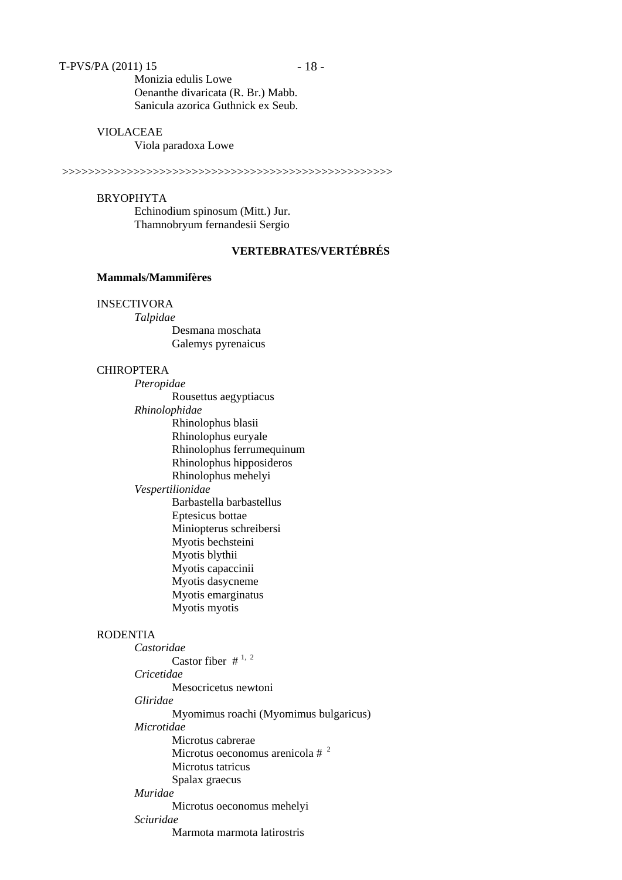Monizia edulis Lowe
Oenanthe divaricata (R. Br.) Mabb.
Sanicula azorica Guthnick ex Seub.

VIOLACEAE
Viola paradoxa Lowe

>>>>>>>>>>>>>>>>>>>>>>>>>>>>>>>>>>>>>>>>>>>>>>>>>>>>>>

BRYOPHYTA
Echinodium spinosum (Mitt.) Jur.
Thamnobryum fernandesii Sergio

## VERTEBRATES/VERTÉBRÉS

### Mammals/Mammifères

INSECTIVORA

*Talpidae*

Desmana moschata
Galemys pyrenaicus

CHIROPTERA

*Pteropidae*

Rousettus aegyptiacus

*Rhinolophidae*

Rhinolophus blasii
Rhinolophus euryale
Rhinolophus ferrumequinum
Rhinolophus hipposideros
Rhinolophus mehelyi

*Vespertilionidae*

Barbastella barbastellus
Eptesicus bottae
Miniopterus schreibersi
Myotis bechsteini
Myotis blythii
Myotis capaccinii
Myotis dasycneme
Myotis emarginatus
Myotis myotis

RODENTIA

*Castoridae*

Castor fiber # [1, 2]

*Cricetidae*

Mesocricetus newtoni

*Gliridae*

Myomimus roachi (Myomimus bulgaricus)

*Microtidae*

Microtus cabrerae
Microtus oeconomus arenicola # [2]
Microtus tatricus
Spalax graecus

*Muridae*

Microtus oeconomus mehelyi

*Sciuridae*

Marmota marmota latirostris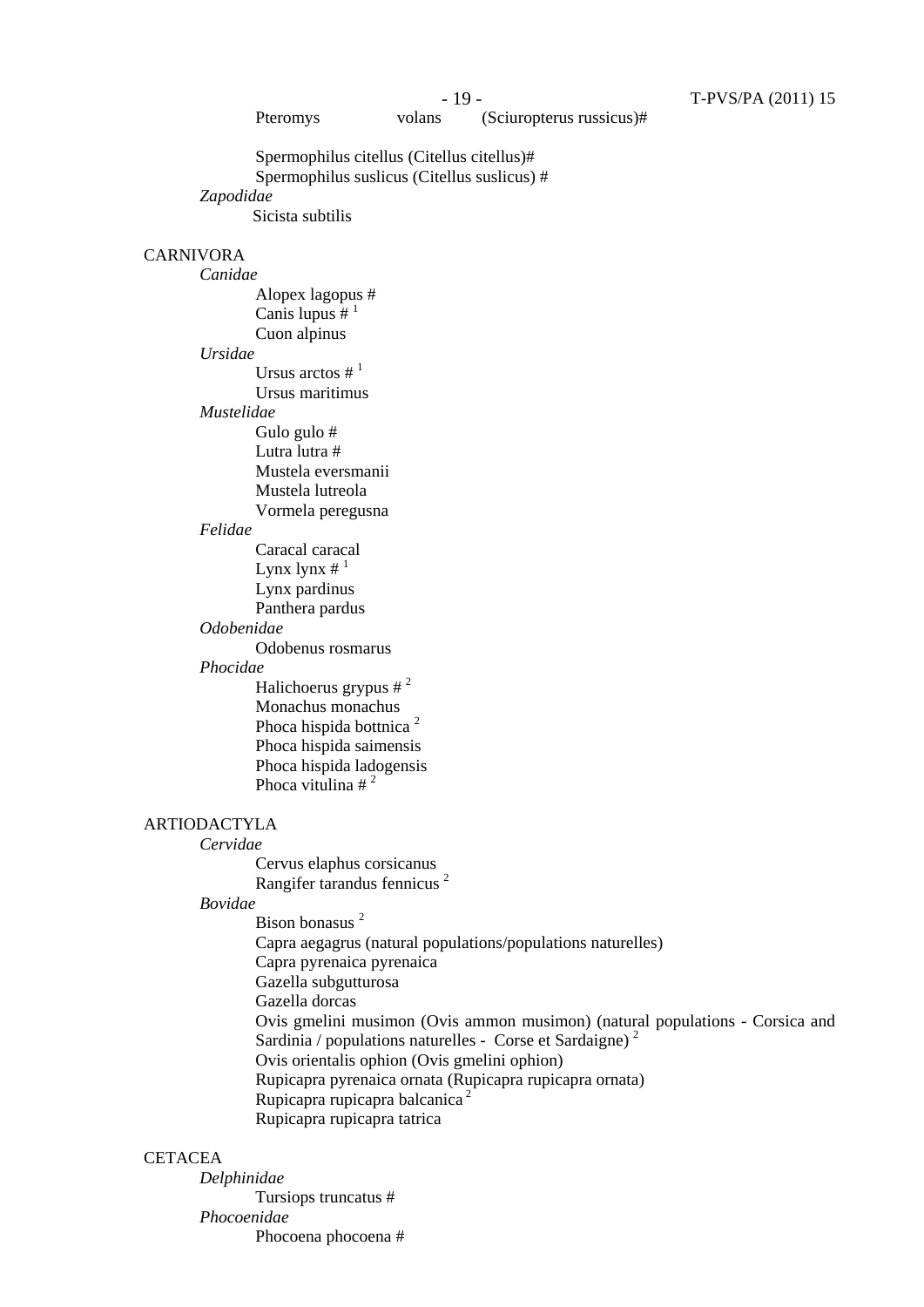Pteromys volans (Sciuropterus russicus)#

Spermophilus citellus (Citellus citellus)#
Spermophilus suslicus (Citellus suslicus) #

*Zapodidae*

Sicista subtilis

CARNIVORA

*Canidae*

Alopex lagopus #
Canis lupus # [1]
Cuon alpinus

*Ursidae*

Ursus arctos # [1]
Ursus maritimus

*Mustelidae*

Gulo gulo #
Lutra lutra #
Mustela eversmanii
Mustela lutreola
Vormela peregusna

*Felidae*

Caracal caracal
Lynx lynx # [1]
Lynx pardinus
Panthera pardus

*Odobenidae*

Odobenus rosmarus

*Phocidae*

Halichoerus grypus # [2]
Monachus monachus
Phoca hispida bottnica [2]
Phoca hispida saimensis
Phoca hispida ladogensis
Phoca vitulina # [2]

ARTIODACTYLA

*Cervidae*

Cervus elaphus corsicanus
Rangifer tarandus fennicus [2]

*Bovidae*

Bison bonasus [2]
Capra aegagrus (natural populations/populations naturelles)
Capra pyrenaica pyrenaica
Gazella subgutturosa
Gazella dorcas
Ovis gmelini musimon (Ovis ammon musimon) (natural populations - Corsica and Sardinia / populations naturelles - Corse et Sardaigne) [2]
Ovis orientalis ophion (Ovis gmelini ophion)
Rupicapra pyrenaica ornata (Rupicapra rupicapra ornata)
Rupicapra rupicapra balcanica [2]
Rupicapra rupicapra tatrica

CETACEA

*Delphinidae*

Tursiops truncatus #

*Phocoenidae*

Phocoena phocoena #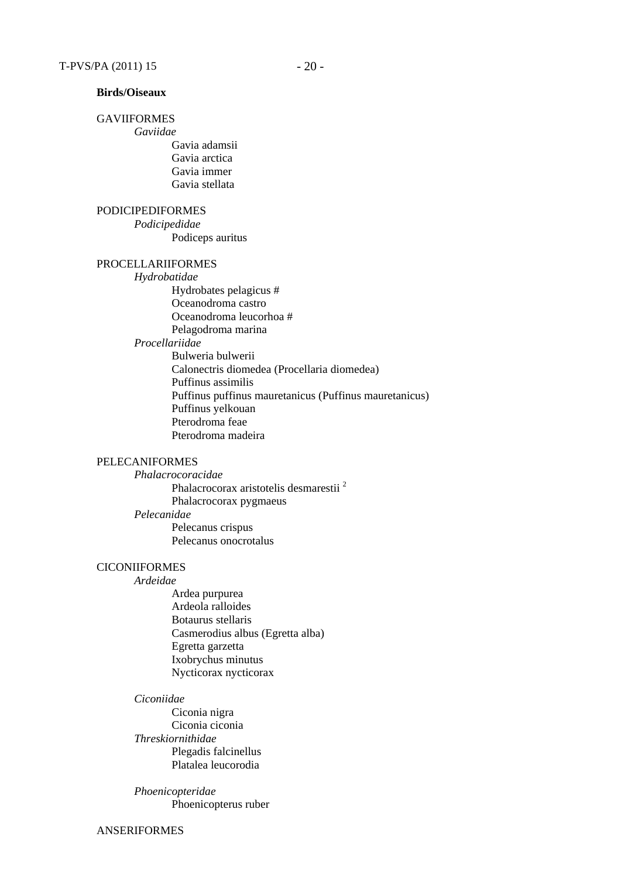**Birds/Oiseaux**

GAVIIFORMES

*Gaviidae*

Gavia adamsii
Gavia arctica
Gavia immer
Gavia stellata

PODICIPEDIFORMES

*Podicipedidae*

Podiceps auritus

PROCELLARIIFORMES

*Hydrobatidae*

Hydrobates pelagicus #
Oceanodroma castro
Oceanodroma leucorhoa #
Pelagodroma marina

*Procellariidae*

Bulweria bulwerii
Calonectris diomedea (Procellaria diomedea)
Puffinus assimilis
Puffinus puffinus mauretanicus (Puffinus mauretanicus)
Puffinus yelkouan
Pterodroma feae
Pterodroma madeira

PELECANIFORMES

*Phalacrocoracidae*

Phalacrocorax aristotelis desmarestii [2]
Phalacrocorax pygmaeus

*Pelecanidae*

Pelecanus crispus
Pelecanus onocrotalus

CICONIIFORMES

*Ardeidae*

Ardea purpurea
Ardeola ralloides
Botaurus stellaris
Casmerodius albus (Egretta alba)
Egretta garzetta
Ixobrychus minutus
Nycticorax nycticorax

*Ciconiidae*

Ciconia nigra
Ciconia ciconia

*Threskiornithidae*

Plegadis falcinellus
Platalea leucorodia

*Phoenicopteridae*

Phoenicopterus ruber

ANSERIFORMES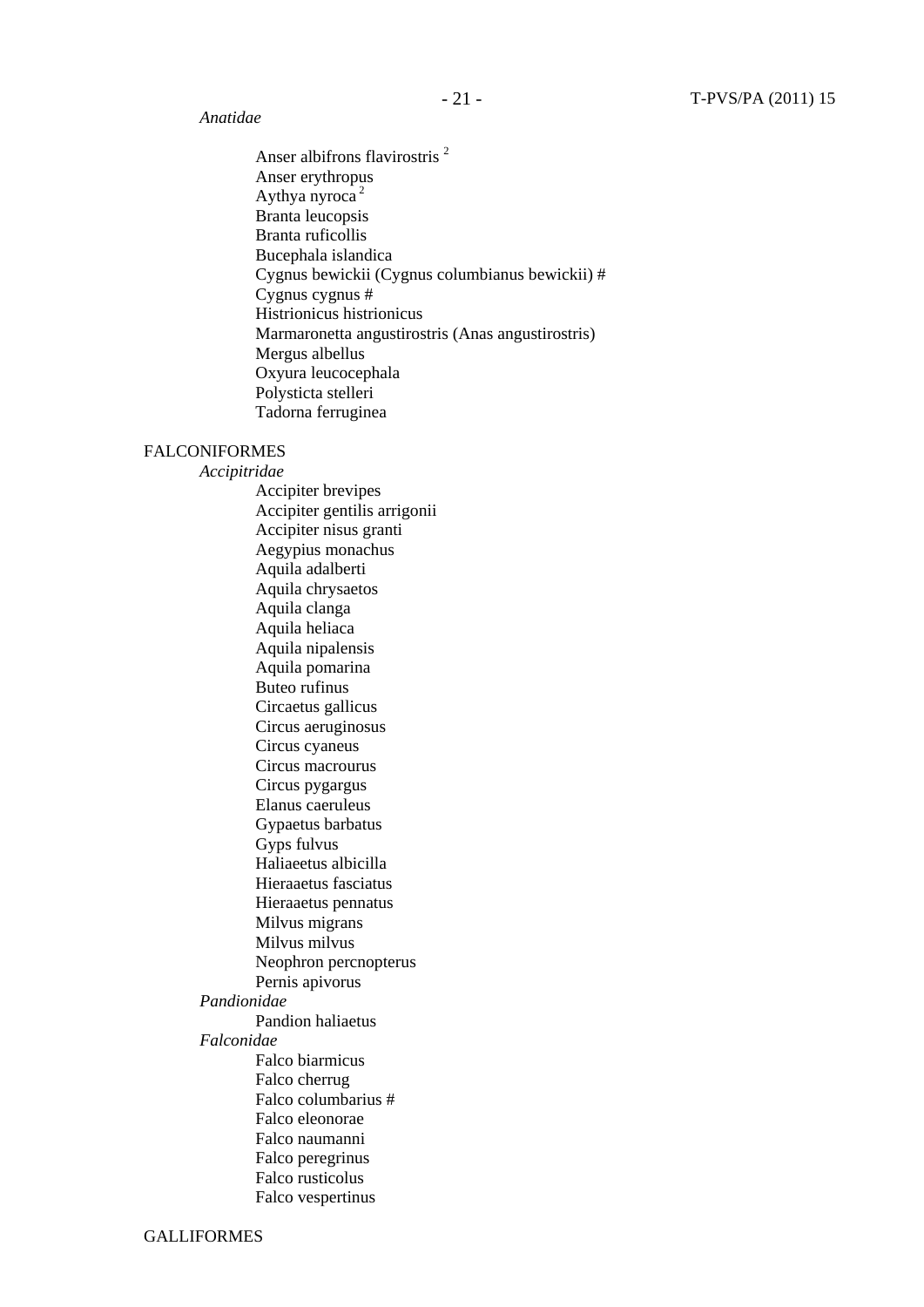*Anatidae*

Anser albifrons flavirostris [2]
Anser erythropus
Aythya nyroca [2]
Branta leucopsis
Branta ruficollis
Bucephala islandica
Cygnus bewickii (Cygnus columbianus bewickii) #
Cygnus cygnus #
Histrionicus histrionicus
Marmaronetta angustirostris (Anas angustirostris)
Mergus albellus
Oxyura leucocephala
Polysticta stelleri
Tadorna ferruginea

FALCONIFORMES

*Accipitridae*

Accipiter brevipes
Accipiter gentilis arrigonii
Accipiter nisus granti
Aegypius monachus
Aquila adalberti
Aquila chrysaetos
Aquila clanga
Aquila heliaca
Aquila nipalensis
Aquila pomarina
Buteo rufinus
Circaetus gallicus
Circus aeruginosus
Circus cyaneus
Circus macrourus
Circus pygargus
Elanus caeruleus
Gypaetus barbatus
Gyps fulvus
Haliaeetus albicilla
Hieraaetus fasciatus
Hieraaetus pennatus
Milvus migrans
Milvus milvus
Neophron percnopterus
Pernis apivorus

*Pandionidae*

Pandion haliaetus

*Falconidae*

Falco biarmicus
Falco cherrug
Falco columbarius #
Falco eleonorae
Falco naumanni
Falco peregrinus
Falco rusticolus
Falco vespertinus

GALLIFORMES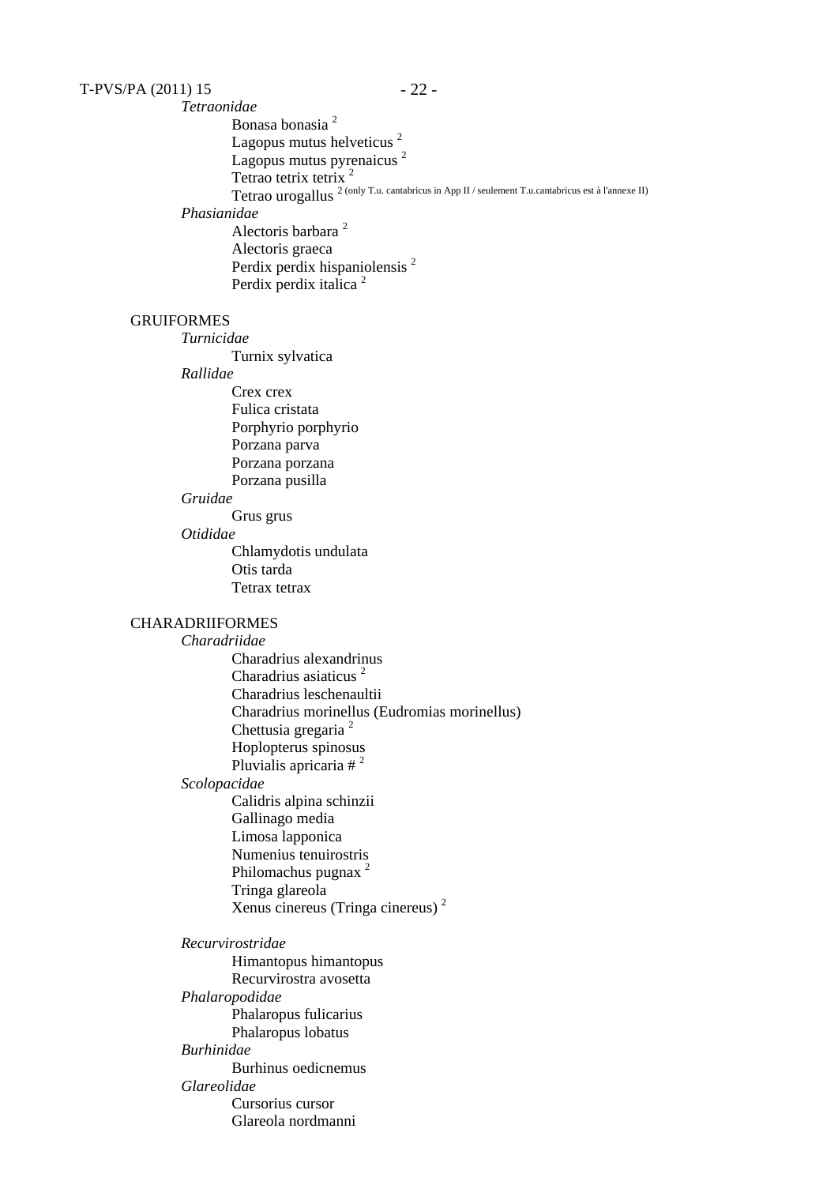*Tetraonidae*

Bonasa bonasia [2]
Lagopus mutus helveticus [2]
Lagopus mutus pyrenaicus [2]
Tetrao tetrix tetrix [2]
Tetrao urogallus [2 (only T.u. cantabricus in App II / seulement T.u.cantabricus est à l'annexe II)]

*Phasianidae*

Alectoris barbara [2]
Alectoris graeca
Perdix perdix hispaniolensis [2]
Perdix perdix italica [2]

GRUIFORMES

*Turnicidae*

Turnix sylvatica

*Rallidae*

Crex crex
Fulica cristata
Porphyrio porphyrio
Porzana parva
Porzana porzana
Porzana pusilla

*Gruidae*

Grus grus

*Otididae*

Chlamydotis undulata
Otis tarda
Tetrax tetrax

CHARADRIIFORMES

*Charadriidae*

Charadrius alexandrinus
Charadrius asiaticus [2]
Charadrius leschenaultii
Charadrius morinellus (Eudromias morinellus)
Chettusia gregaria [2]
Hoplopterus spinosus
Pluvialis apricaria # [2]

*Scolopacidae*

Calidris alpina schinzii
Gallinago media
Limosa lapponica
Numenius tenuirostris
Philomachus pugnax [2]
Tringa glareola
Xenus cinereus (Tringa cinereus) [2]

*Recurvirostridae*

Himantopus himantopus
Recurvirostra avosetta

*Phalaropodidae*

Phalaropus fulicarius
Phalaropus lobatus

*Burhinidae*

Burhinus oedicnemus

*Glareolidae*

Cursorius cursor
Glareola nordmanni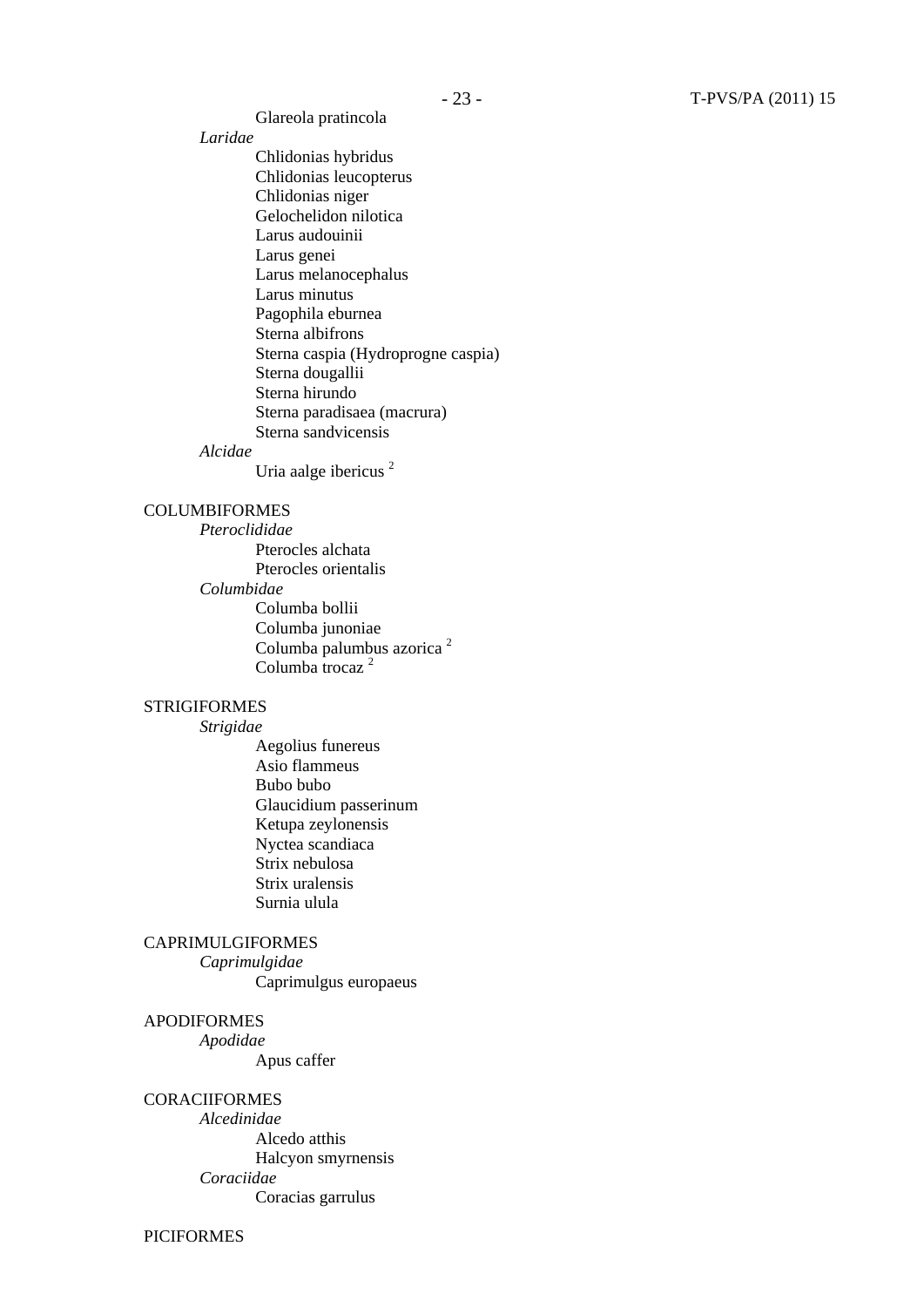Glareola pratincola

*Laridae*

Chlidonias hybridus
Chlidonias leucopterus
Chlidonias niger
Gelochelidon nilotica
Larus audouinii
Larus genei
Larus melanocephalus
Larus minutus
Pagophila eburnea
Sterna albifrons
Sterna caspia (Hydroprogne caspia)
Sterna dougallii
Sterna hirundo
Sterna paradisaea (macrura)
Sterna sandvicensis

*Alcidae*

Uria aalge ibericus [2]

COLUMBIFORMES

*Pteroclididae*

Pterocles alchata
Pterocles orientalis

*Columbidae*

Columba bollii
Columba junoniae
Columba palumbus azorica [2]
Columba trocaz [2]

STRIGIFORMES

*Strigidae*

Aegolius funereus
Asio flammeus
Bubo bubo
Glaucidium passerinum
Ketupa zeylonensis
Nyctea scandiaca
Strix nebulosa
Strix uralensis
Surnia ulula

CAPRIMULGIFORMES

*Caprimulgidae*

Caprimulgus europaeus

APODIFORMES

*Apodidae*

Apus caffer

CORACIIFORMES

*Alcedinidae*

Alcedo atthis
Halcyon smyrnensis

*Coraciidae*

Coracias garrulus

PICIFORMES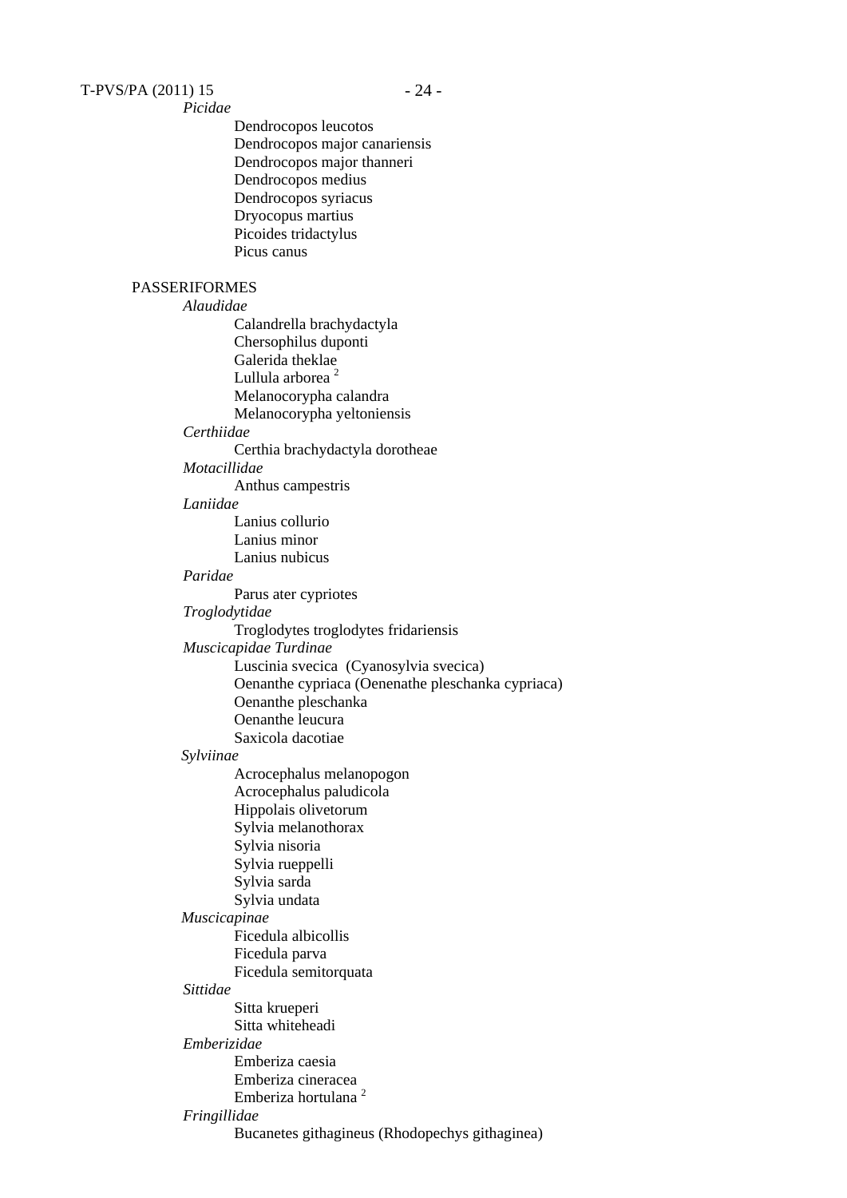*Picidae*

Dendrocopos leucotos
Dendrocopos major canariensis
Dendrocopos major thanneri
Dendrocopos medius
Dendrocopos syriacus
Dryocopus martius
Picoides tridactylus
Picus canus

PASSERIFORMES

*Alaudidae*

Calandrella brachydactyla
Chersophilus duponti
Galerida theklae
Lullula arborea [2]
Melanocorypha calandra
Melanocorypha yeltoniensis

*Certhiidae*

Certhia brachydactyla dorotheae

*Motacillidae*

Anthus campestris

*Laniidae*

Lanius collurio
Lanius minor
Lanius nubicus

*Paridae*

Parus ater cypriotes

*Troglodytidae*

Troglodytes troglodytes fridariensis

*Muscicapidae Turdinae*

Luscinia svecica (Cyanosylvia svecica)
Oenanthe cypriaca (Oenenathe pleschanka cypriaca)
Oenanthe pleschanka
Oenanthe leucura
Saxicola dacotiae

*Sylviinae*

Acrocephalus melanopogon
Acrocephalus paludicola
Hippolais olivetorum
Sylvia melanothorax
Sylvia nisoria
Sylvia rueppelli
Sylvia sarda
Sylvia undata

*Muscicapinae*

Ficedula albicollis
Ficedula parva
Ficedula semitorquata

*Sittidae*

Sitta krueperi
Sitta whiteheadi

*Emberizidae*

Emberiza caesia
Emberiza cineracea
Emberiza hortulana [2]

*Fringillidae*

Bucanetes githagineus (Rhodopechys githaginea)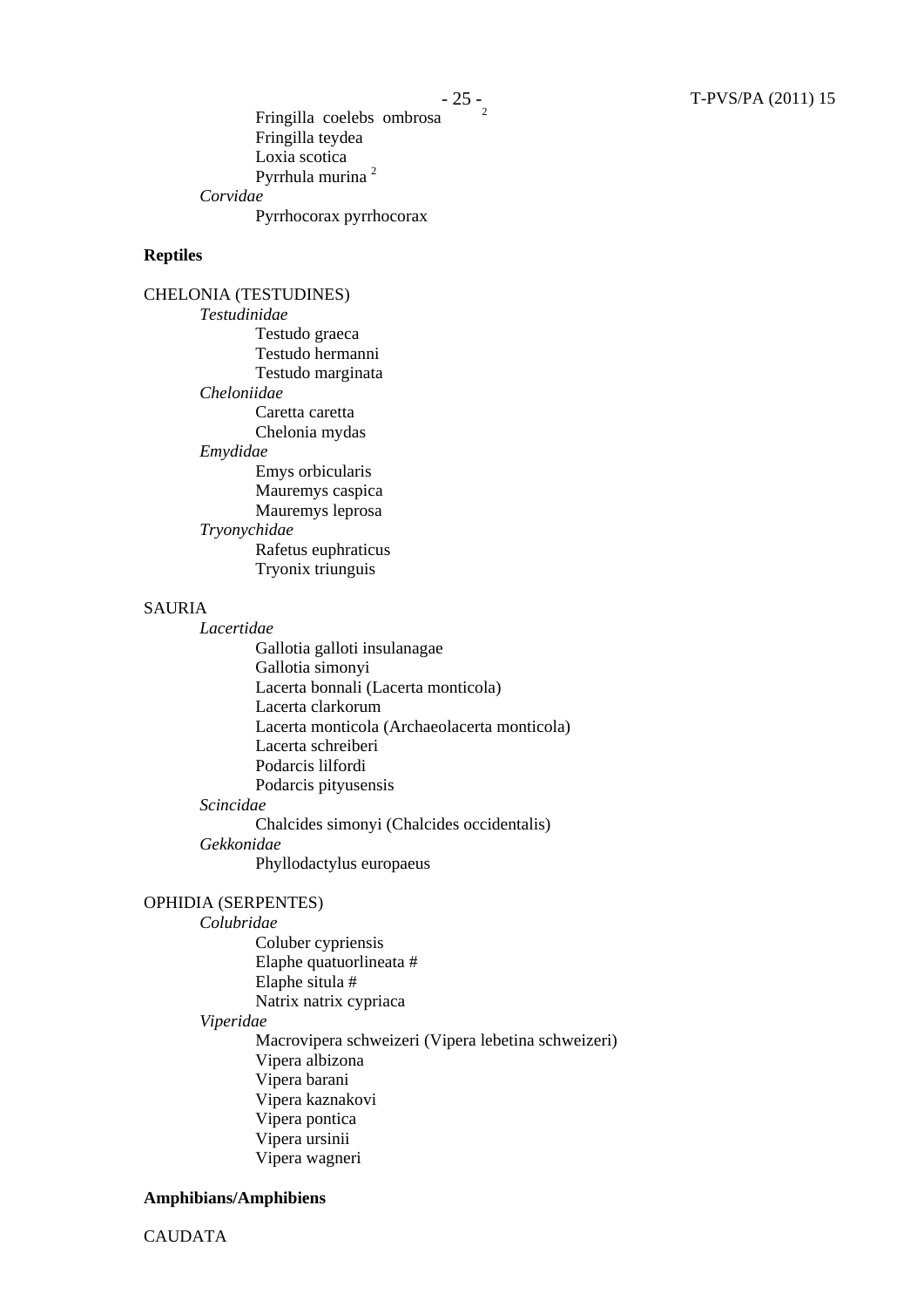Fringilla coelebs ombrosa [2]
Fringilla teydea
Loxia scotica
Pyrrhula murina [2]

*Corvidae*

Pyrrhocorax pyrrhocorax

**Reptiles**

CHELONIA (TESTUDINES)

*Testudinidae*

Testudo graeca
Testudo hermanni
Testudo marginata

*Cheloniidae*

Caretta caretta
Chelonia mydas

*Emydidae*

Emys orbicularis
Mauremys caspica
Mauremys leprosa

*Tryonychidae*

Rafetus euphraticus
Tryonix triunguis

SAURIA

*Lacertidae*

Gallotia galloti insulanagae
Gallotia simonyi
Lacerta bonnali (Lacerta monticola)
Lacerta clarkorum
Lacerta monticola (Archaeolacerta monticola)
Lacerta schreiberi
Podarcis lilfordi
Podarcis pityusensis

*Scincidae*

Chalcides simonyi (Chalcides occidentalis)

*Gekkonidae*

Phyllodactylus europaeus

OPHIDIA (SERPENTES)

*Colubridae*

Coluber cypriensis
Elaphe quatuorlineata #
Elaphe situla #
Natrix natrix cypriaca

*Viperidae*

Macrovipera schweizeri (Vipera lebetina schweizeri)
Vipera albizona
Vipera barani
Vipera kaznakovi
Vipera pontica
Vipera ursinii
Vipera wagneri

**Amphibians/Amphibiens**

CAUDATA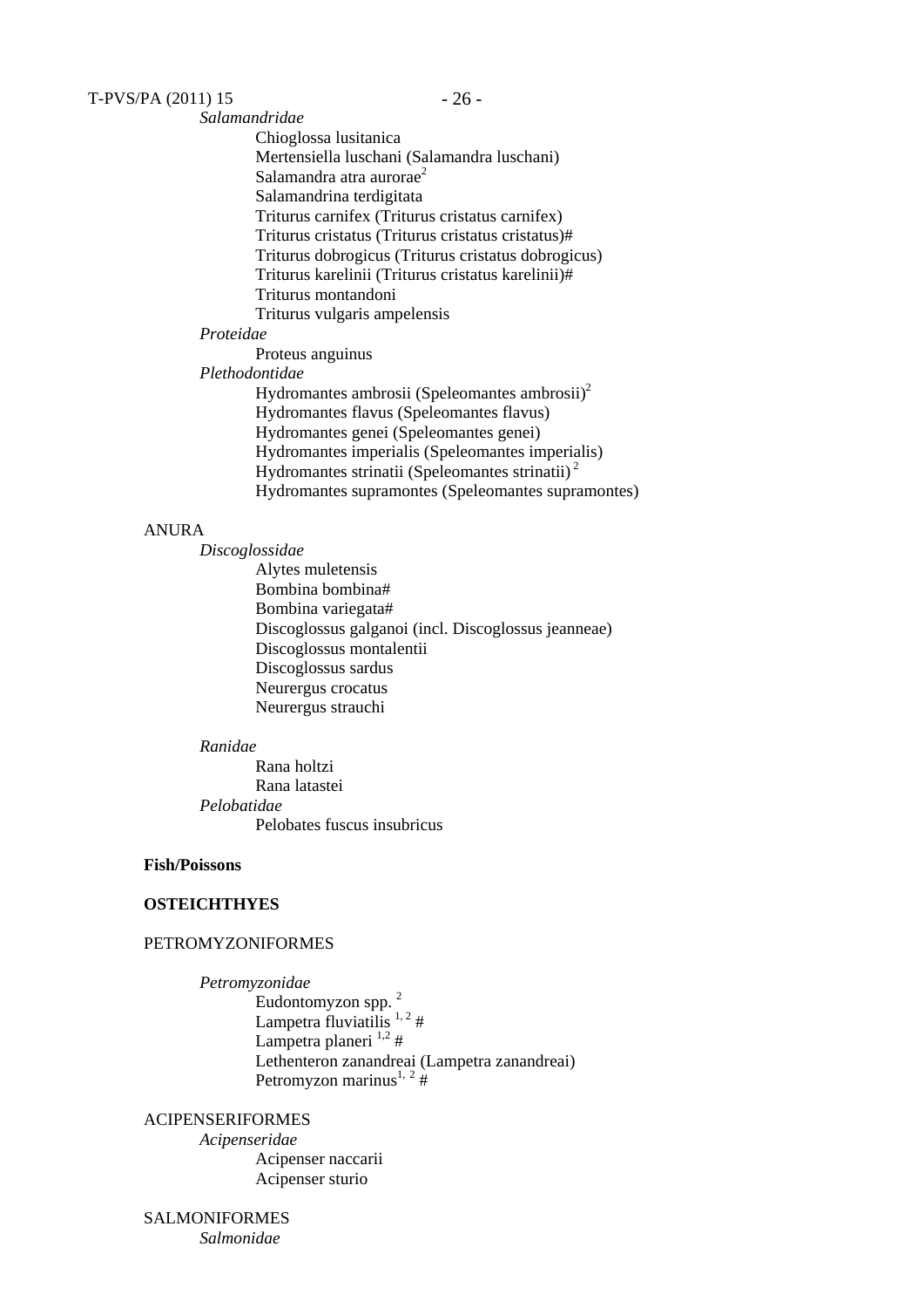*Salamandridae*

Chioglossa lusitanica
Mertensiella luschani (Salamandra luschani)
Salamandra atra aurorae[2]
Salamandrina terdigitata
Triturus carnifex (Triturus cristatus carnifex)
Triturus cristatus (Triturus cristatus cristatus)#
Triturus dobrogicus (Triturus cristatus dobrogicus)
Triturus karelinii (Triturus cristatus karelinii)#
Triturus montandoni
Triturus vulgaris ampelensis

*Proteidae*

Proteus anguinus

*Plethodontidae*

Hydromantes ambrosii (Speleomantes ambrosii)[2]
Hydromantes flavus (Speleomantes flavus)
Hydromantes genei (Speleomantes genei)
Hydromantes imperialis (Speleomantes imperialis)
Hydromantes strinatii (Speleomantes strinatii)[2]
Hydromantes supramontes (Speleomantes supramontes)

ANURA

*Discoglossidae*

Alytes muletensis
Bombina bombina#
Bombina variegata#
Discoglossus galganoi (incl. Discoglossus jeanneae)
Discoglossus montalentii
Discoglossus sardus
Neurergus crocatus
Neurergus strauchi

*Ranidae*

Rana holtzi
Rana latastei

*Pelobatidae*

Pelobates fuscus insubricus

**Fish/Poissons**

**OSTEICHTHYES**

PETROMYZONIFORMES

*Petromyzonidae*

Eudontomyzon spp. [2]
Lampetra fluviatilis [1, 2] #
Lampetra planeri [1,2] #
Lethenteron zanandreai (Lampetra zanandreai)
Petromyzon marinus[1, 2] #

ACIPENSERIFORMES

*Acipenseridae*

Acipenser naccarii
Acipenser sturio

SALMONIFORMES

*Salmonidae*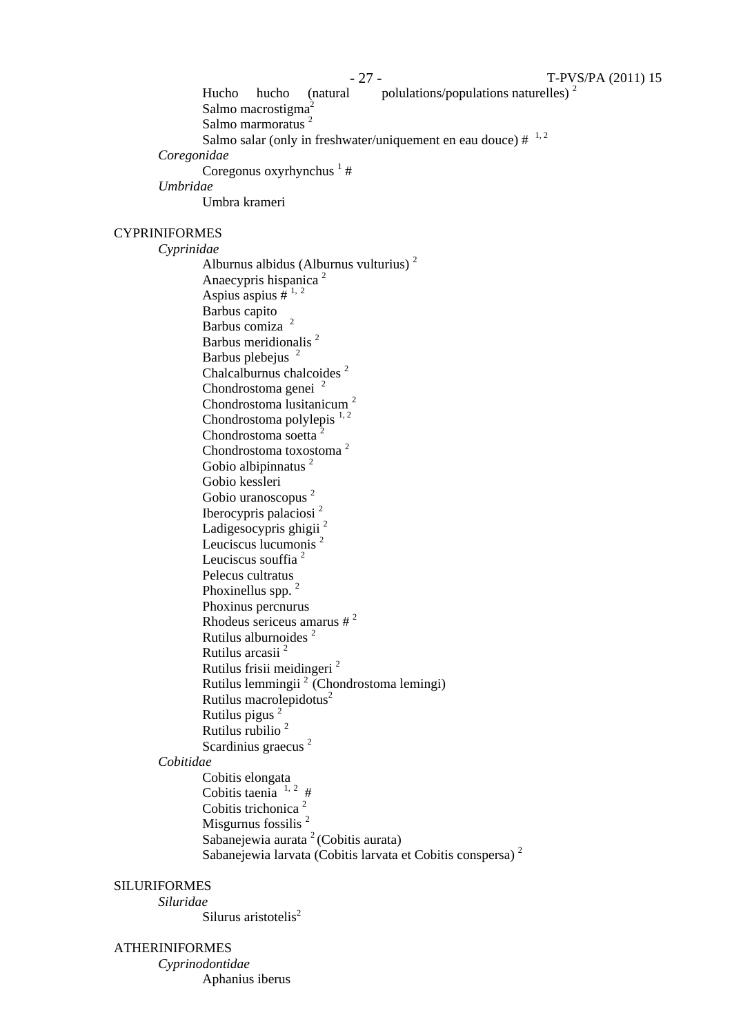Hucho hucho (natural polulations/populations naturelles) [2]
Salmo macrostigma[2]
Salmo marmoratus [2]
Salmo salar (only in freshwater/uniquement en eau douce) # [1, 2]

*Coregonidae*

Coregonus oxyrhynchus [1] #

*Umbridae*

Umbra krameri

CYPRINIFORMES

*Cyprinidae*

Alburnus albidus (Alburnus vulturius) [2]
Anaecypris hispanica [2]
Aspius aspius # [1, 2]
Barbus capito
Barbus comiza [2]
Barbus meridionalis [2]
Barbus plebejus [2]
Chalcalburnus chalcoides [2]
Chondrostoma genei [2]
Chondrostoma lusitanicum [2]
Chondrostoma polylepis [1, 2]
Chondrostoma soetta [2]
Chondrostoma toxostoma [2]
Gobio albipinnatus [2]
Gobio kessleri
Gobio uranoscopus [2]
Iberocypris palaciosi [2]
Ladigesocypris ghigii [2]
Leuciscus lucumonis [2]
Leuciscus souffia [2]
Pelecus cultratus
Phoxinellus spp. [2]
Phoxinus percnurus
Rhodeus sericeus amarus # [2]
Rutilus alburnoides [2]
Rutilus arcasii [2]
Rutilus frisii meidingeri [2]
Rutilus lemmingii [2] (Chondrostoma lemingi)
Rutilus macrolepidotus[2]
Rutilus pigus [2]
Rutilus rubilio [2]
Scardinius graecus [2]

*Cobitidae*

Cobitis elongata
Cobitis taenia [1, 2] #
Cobitis trichonica [2]
Misgurnus fossilis [2]
Sabanejewia aurata [2] (Cobitis aurata)
Sabanejewia larvata (Cobitis larvata et Cobitis conspersa) [2]

SILURIFORMES

*Siluridae*

Silurus aristotelis[2]

ATHERINIFORMES

*Cyprinodontidae*

Aphanius iberus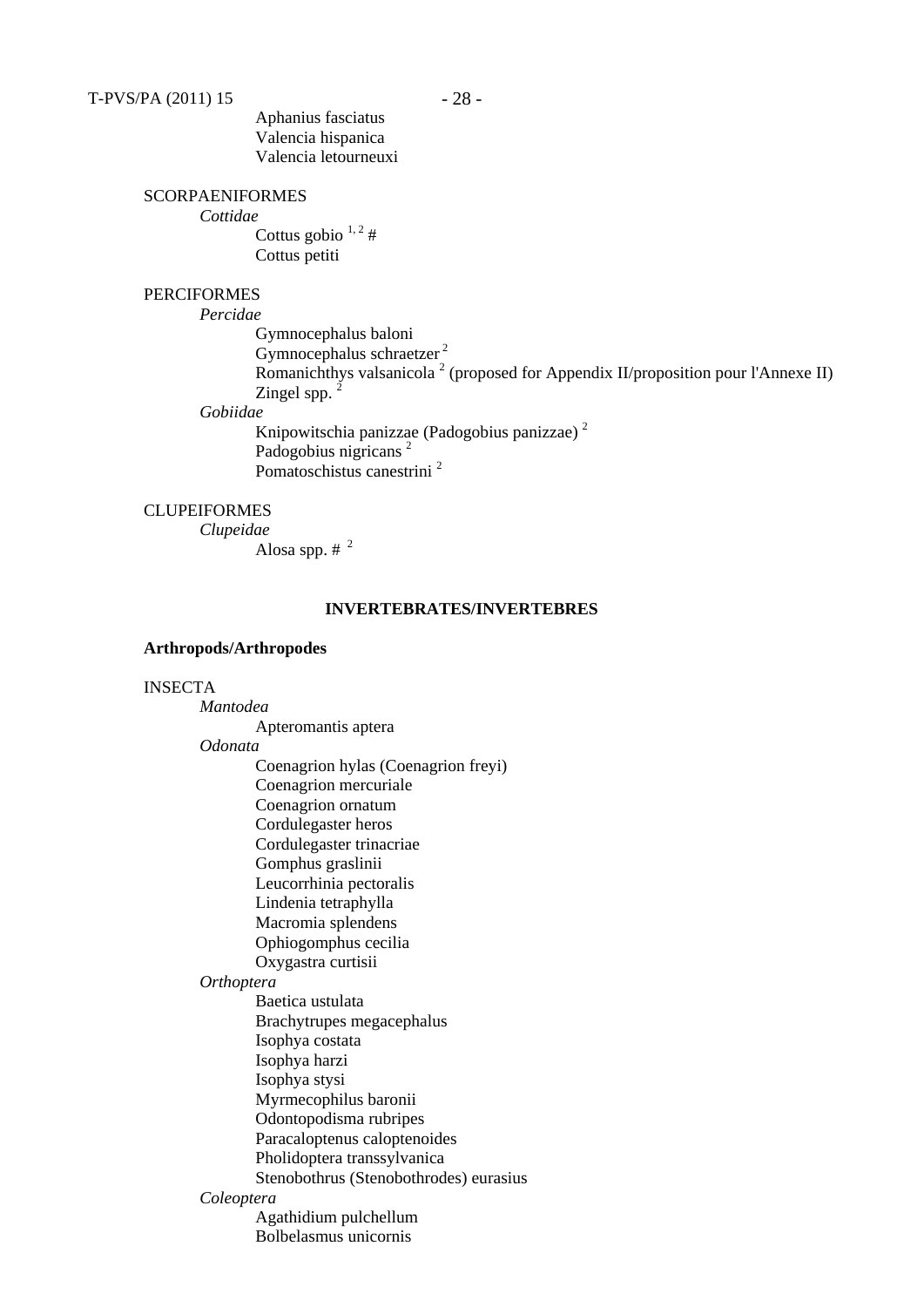Aphanius fasciatus
Valencia hispanica
Valencia letourneuxi

SCORPAENIFORMES

*Cottidae*

Cottus gobio [1, 2] #
Cottus petiti

PERCIFORMES

*Percidae*

Gymnocephalus baloni
Gymnocephalus schraetzer [2]
Romanichthys valsanicola [2] (proposed for Appendix II/proposition pour l'Annexe II)
Zingel spp. [2]

*Gobiidae*

Knipowitschia panizzae (Padogobius panizzae) [2]
Padogobius nigricans [2]
Pomatoschistus canestrini [2]

CLUPEIFORMES

*Clupeidae*

Alosa spp. # [2]

## INVERTEBRATES/INVERTEBRES

**Arthropods/Arthropodes**

INSECTA

*Mantodea*

Apteromantis aptera

*Odonata*

Coenagrion hylas (Coenagrion freyi)
Coenagrion mercuriale
Coenagrion ornatum
Cordulegaster heros
Cordulegaster trinacriae
Gomphus graslinii
Leucorrhinia pectoralis
Lindenia tetraphylla
Macromia splendens
Ophiogomphus cecilia
Oxygastra curtisii

*Orthoptera*

Baetica ustulata
Brachytrupes megacephalus
Isophya costata
Isophya harzi
Isophya stysi
Myrmecophilus baronii
Odontopodisma rubripes
Paracaloptenus caloptenoides
Pholidoptera transsylvanica
Stenobothrus (Stenobothrodes) eurasius

*Coleoptera*

Agathidium pulchellum
Bolbelasmus unicornis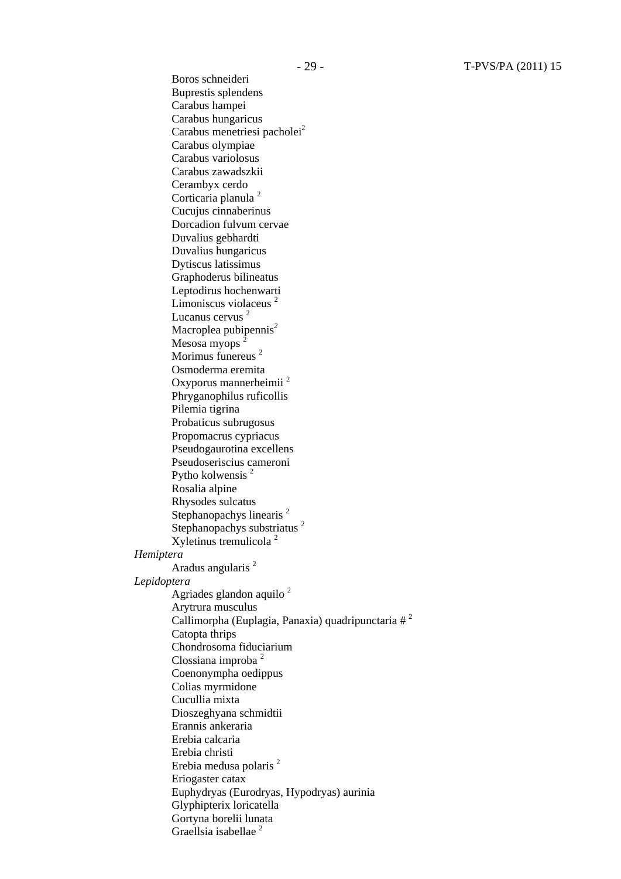Boros schneideri
Buprestis splendens
Carabus hampei
Carabus hungaricus
Carabus menetriesi pacholei[2]
Carabus olympiae
Carabus variolosus
Carabus zawadszkii
Cerambyx cerdo
Corticaria planula [2]
Cucujus cinnaberinus
Dorcadion fulvum cervae
Duvalius gebhardti
Duvalius hungaricus
Dytiscus latissimus
Graphoderus bilineatus
Leptodirus hochenwarti
Limoniscus violaceus [2]
Lucanus cervus [2]
Macroplea pubipennis[2]
Mesosa myops [2]
Morimus funereus [2]
Osmoderma eremita
Oxyporus mannerheimii [2]
Phryganophilus ruficollis
Pilemia tigrina
Probaticus subrugosus
Propomacrus cypriacus
Pseudogaurotina excellens
Pseudoseriscius cameroni
Pytho kolwensis [2]
Rosalia alpine
Rhysodes sulcatus
Stephanopachys linearis [2]
Stephanopachys substriatus [2]
Xyletinus tremulicola [2]

*Hemiptera*

Aradus angularis [2]

*Lepidoptera*

Agriades glandon aquilo [2]
Arytrura musculus
Callimorpha (Euplagia, Panaxia) quadripunctaria # [2]
Catopta thrips
Chondrosoma fiduciarium
Clossiana improba [2]
Coenonympha oedippus
Colias myrmidone
Cucullia mixta
Dioszeghyana schmidtii
Erannis ankeraria
Erebia calcaria
Erebia christi
Erebia medusa polaris [2]
Eriogaster catax
Euphydryas (Eurodryas, Hypodryas) aurinia
Glyphipterix loricatella
Gortyna borelii lunata
Graellsia isabellae [2]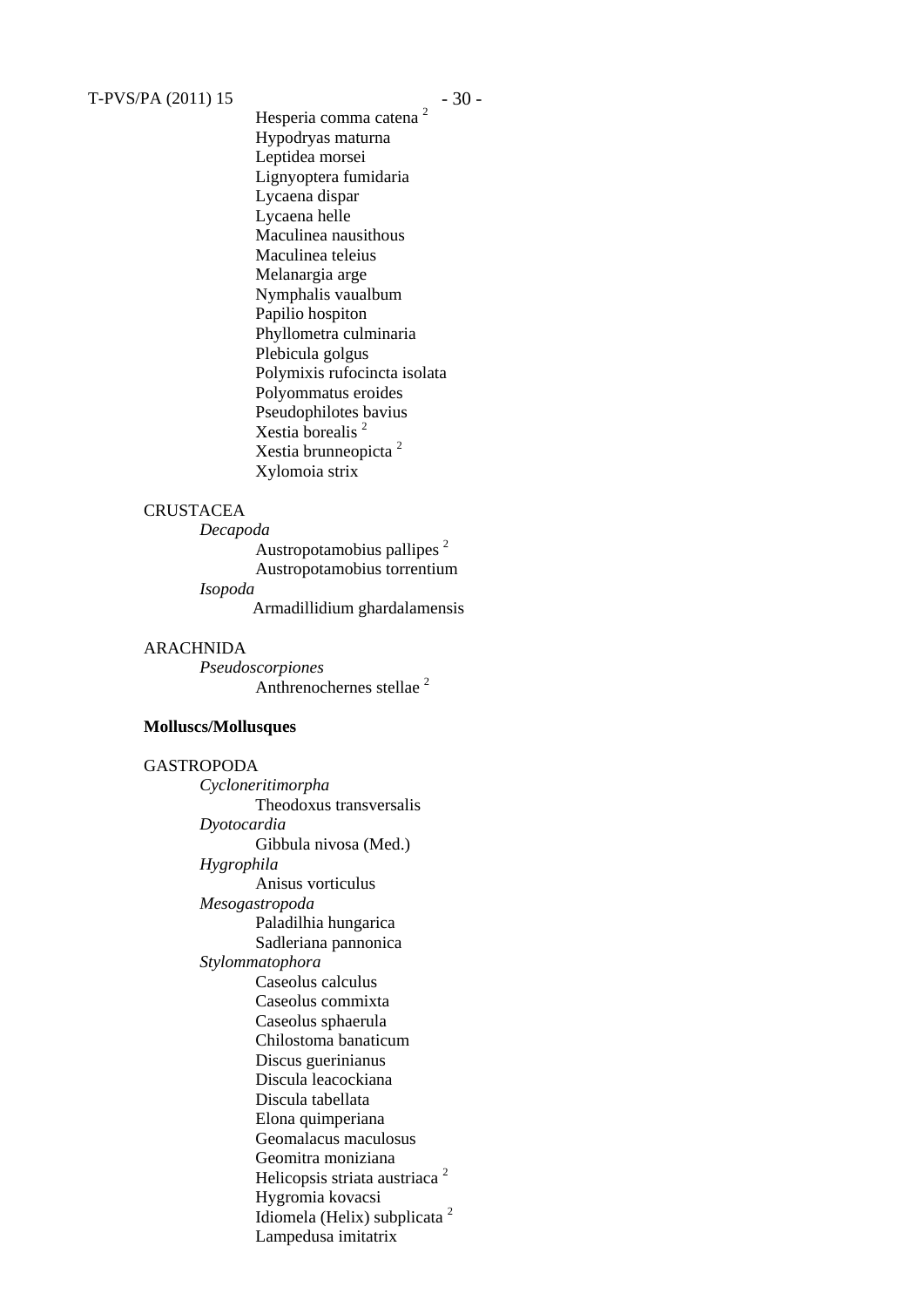Hesperia comma catena [2]
Hypodryas maturna
Leptidea morsei
Lignyoptera fumidaria
Lycaena dispar
Lycaena helle
Maculinea nausithous
Maculinea teleius
Melanargia arge
Nymphalis vaualbum
Papilio hospiton
Phyllometra culminaria
Plebicula golgus
Polymixis rufocincta isolata
Polyommatus eroides
Pseudophilotes bavius
Xestia borealis [2]
Xestia brunneopicta [2]
Xylomoia strix

CRUSTACEA

*Decapoda*

Austropotamobius pallipes [2]
Austropotamobius torrentium

*Isopoda*

Armadillidium ghardalamensis

ARACHNIDA

*Pseudoscorpiones*

Anthrenochernes stellae [2]

**Molluscs/Mollusques**

GASTROPODA

*Cycloneritimorpha*

Theodoxus transversalis

*Dyotocardia*

Gibbula nivosa (Med.)

*Hygrophila*

Anisus vorticulus

*Mesogastropoda*

Paladilhia hungarica
Sadleriana pannonica

*Stylommatophora*

Caseolus calculus
Caseolus commixta
Caseolus sphaerula
Chilostoma banaticum
Discus guerinianus
Discula leacockiana
Discula tabellata
Elona quimperiana
Geomalacus maculosus
Geomitra moniziana
Helicopsis striata austriaca [2]
Hygromia kovacsi
Idiomela (Helix) subplicata [2]
Lampedusa imitatrix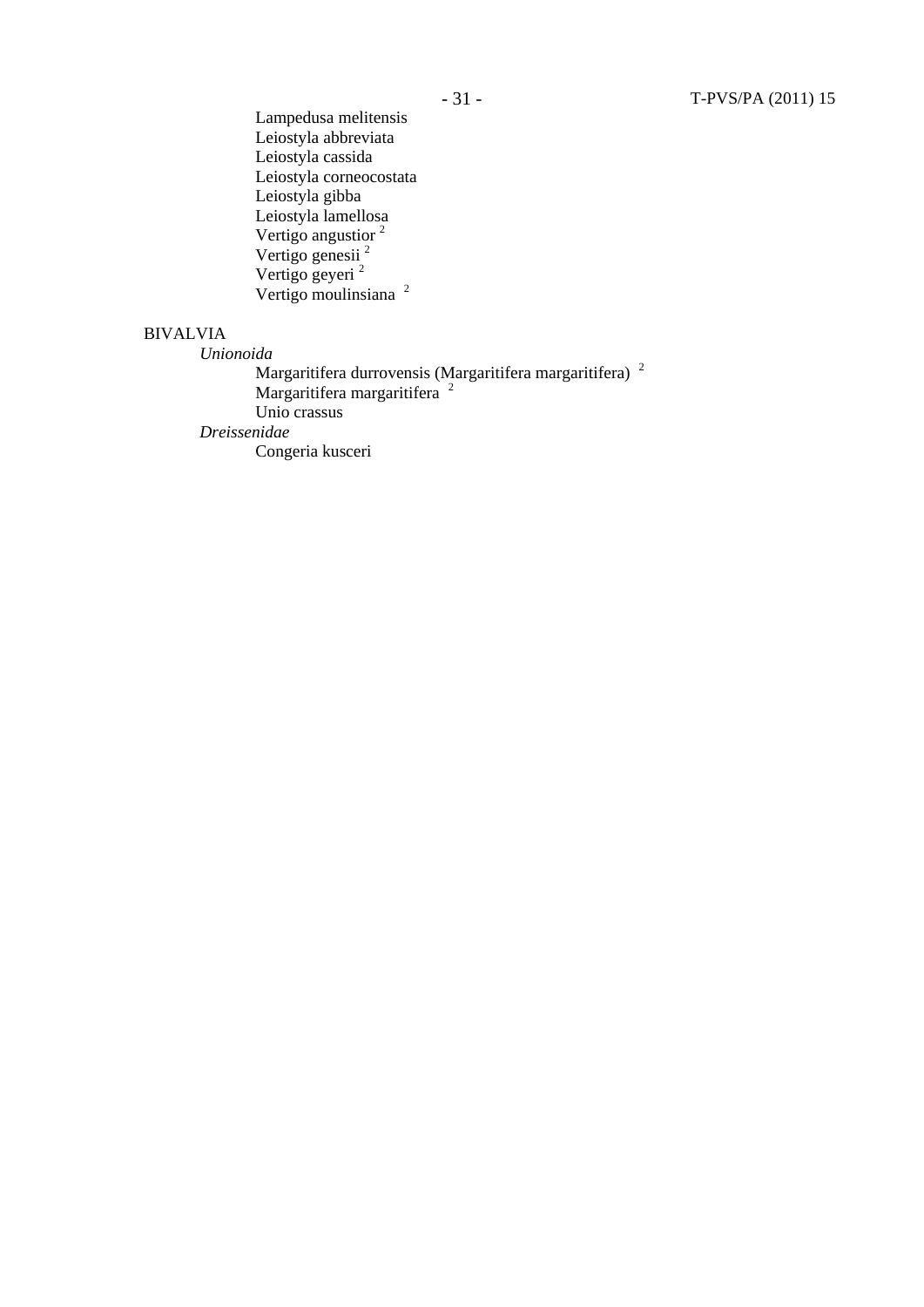Lampedusa melitensis
Leiostyla abbreviata
Leiostyla cassida
Leiostyla corneocostata
Leiostyla gibba
Leiostyla lamellosa
Vertigo angustior [2]
Vertigo genesii [2]
Vertigo geyeri [2]
Vertigo moulinsiana [2]

BIVALVIA

*Unionoida*

Margaritifera durrovensis (Margaritifera margaritifera) [2]
Margaritifera margaritifera [2]
Unio crassus

*Dreissenidae*

Congeria kusceri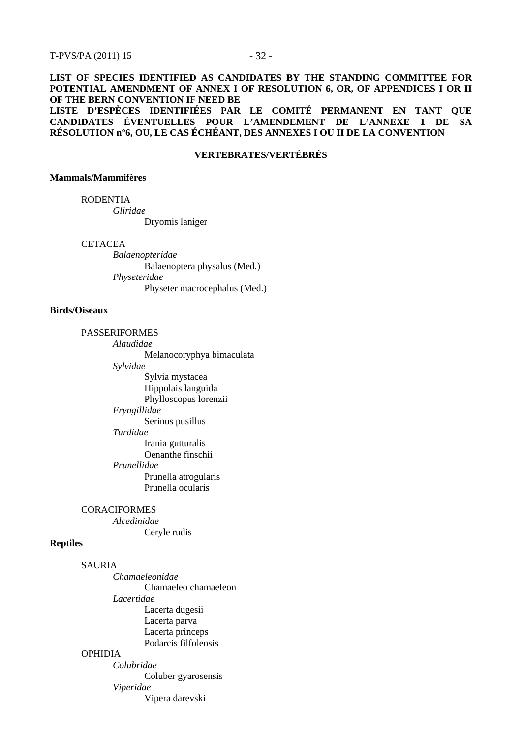**LIST OF SPECIES IDENTIFIED AS CANDIDATES BY THE STANDING COMMITTEE FOR POTENTIAL AMENDMENT OF ANNEX I OF RESOLUTION 6, OR, OF APPENDICES I OR II OF THE BERN CONVENTION IF NEED BE**

**LISTE D'ESPÈCES IDENTIFIÉES PAR LE COMITÉ PERMANENT EN TANT QUE CANDIDATES ÉVENTUELLES POUR L'AMENDEMENT DE L'ANNEXE 1 DE SA RÉSOLUTION n°6, OU, LE CAS ÉCHÉANT, DES ANNEXES I OU II DE LA CONVENTION**

**VERTEBRATES/VERTÉBRÉS**

**Mammals/Mammifères**

RODENTIA

*Gliridae*

Dryomis laniger

CETACEA

*Balaenopteridae*

Balaenoptera physalus (Med.)

*Physeteridae*

Physeter macrocephalus (Med.)

**Birds/Oiseaux**

PASSERIFORMES

*Alaudidae*

Melanocoryphya bimaculata

*Sylvidae*

Sylvia mystacea

Hippolais languida

Phylloscopus lorenzii

*Fryngillidae*

Serinus pusillus

*Turdidae*

Irania gutturalis

Oenanthe finschii

*Prunellidae*

Prunella atrogularis

Prunella ocularis

CORACIFORMES

*Alcedinidae*

Ceryle rudis

**Reptiles**

SAURIA

*Chamaeleonidae*

Chamaeleo chamaeleon

*Lacertidae*

Lacerta dugesii

Lacerta parva

Lacerta princeps

Podarcis filfolensis

OPHIDIA

*Colubridae*

Coluber gyarosensis

*Viperidae*

Vipera darevski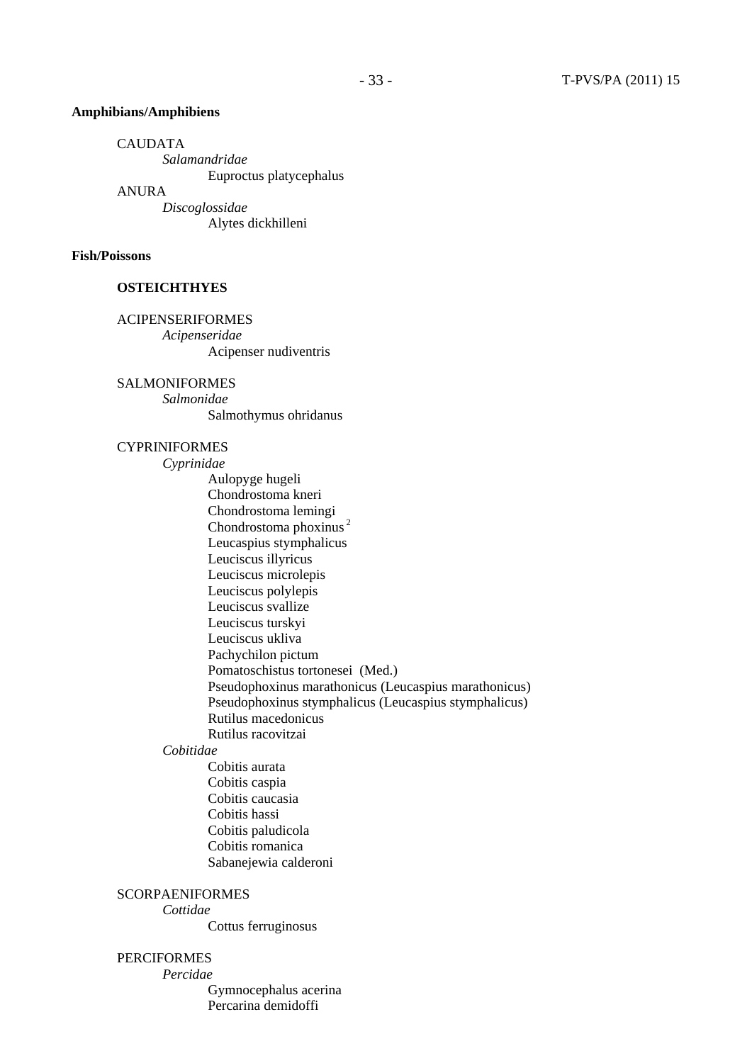**Amphibians/Amphibiens**

CAUDATA

*Salamandridae*

Euproctus platycephalus

ANURA

*Discoglossidae*

Alytes dickhilleni

**Fish/Poissons**

**OSTEICHTHYES**

ACIPENSERIFORMES

*Acipenseridae*

Acipenser nudiventris

SALMONIFORMES

*Salmonidae*

Salmothymus ohridanus

CYPRINIFORMES

*Cyprinidae*

Aulopyge hugeli
Chondrostoma kneri
Chondrostoma lemingi
Chondrostoma phoxinus [2]
Leucaspius stymphalicus
Leuciscus illyricus
Leuciscus microlepis
Leuciscus polylepis
Leuciscus svallize
Leuciscus turskyi
Leuciscus ukliva
Pachychilon pictum
Pomatoschistus tortonesei (Med.)
Pseudophoxinus marathonicus (Leucaspius marathonicus)
Pseudophoxinus stymphalicus (Leucaspius stymphalicus)
Rutilus macedonicus
Rutilus racovitzai

*Cobitidae*

Cobitis aurata
Cobitis caspia
Cobitis caucasia
Cobitis hassi
Cobitis paludicola
Cobitis romanica
Sabanejewia calderoni

SCORPAENIFORMES

*Cottidae*

Cottus ferruginosus

PERCIFORMES

*Percidae*

Gymnocephalus acerina
Percarina demidoffi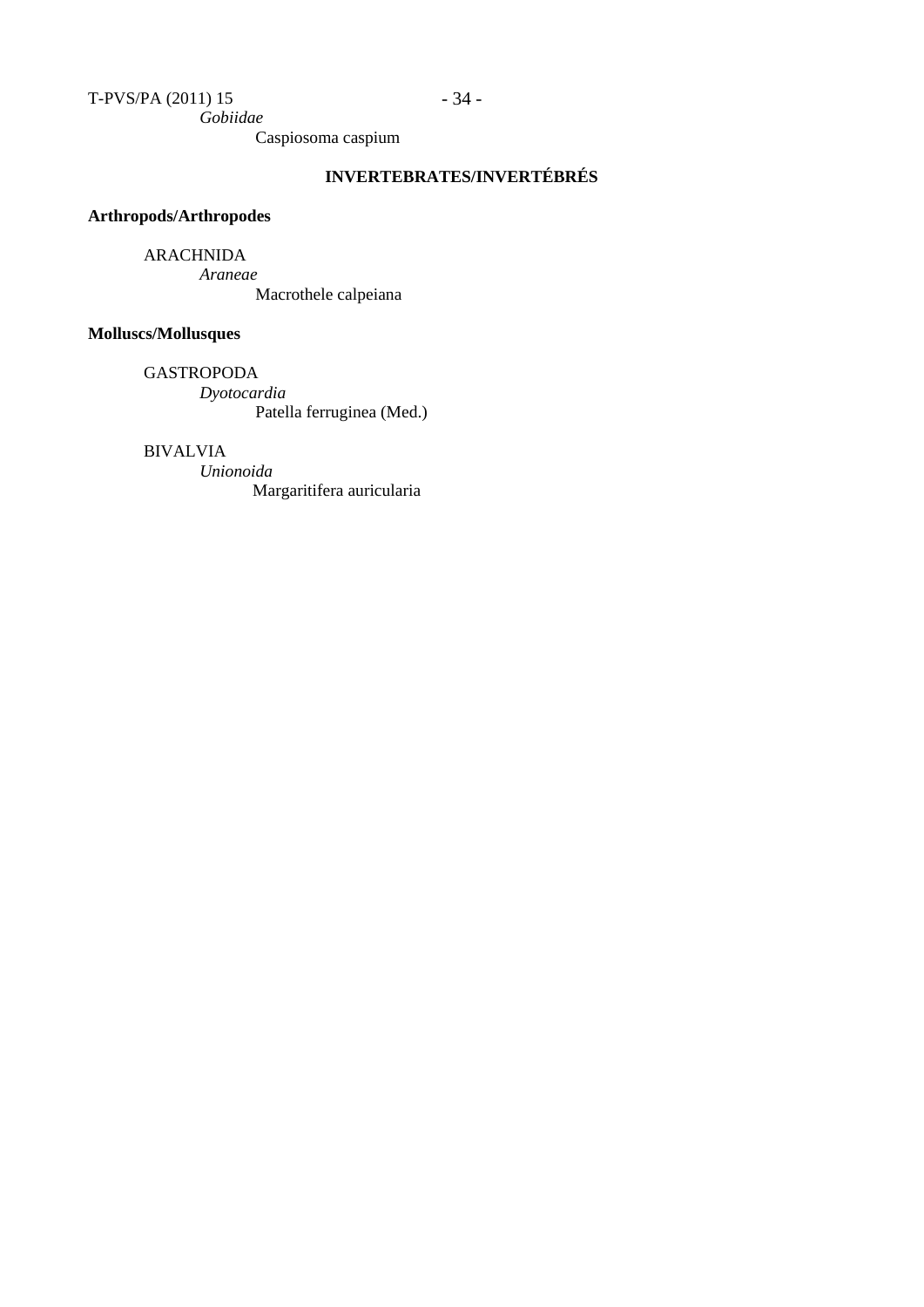*Gobiidae*

Caspiosoma caspium

## INVERTEBRATES/INVERTÉBRÉS

**Arthropods/Arthropodes**

ARACHNIDA

*Araneae*

Macrothele calpeiana

**Molluscs/Mollusques**

GASTROPODA

*Dyotocardia*

Patella ferruginea (Med.)

BIVALVIA

*Unionoida*

Margaritifera auricularia